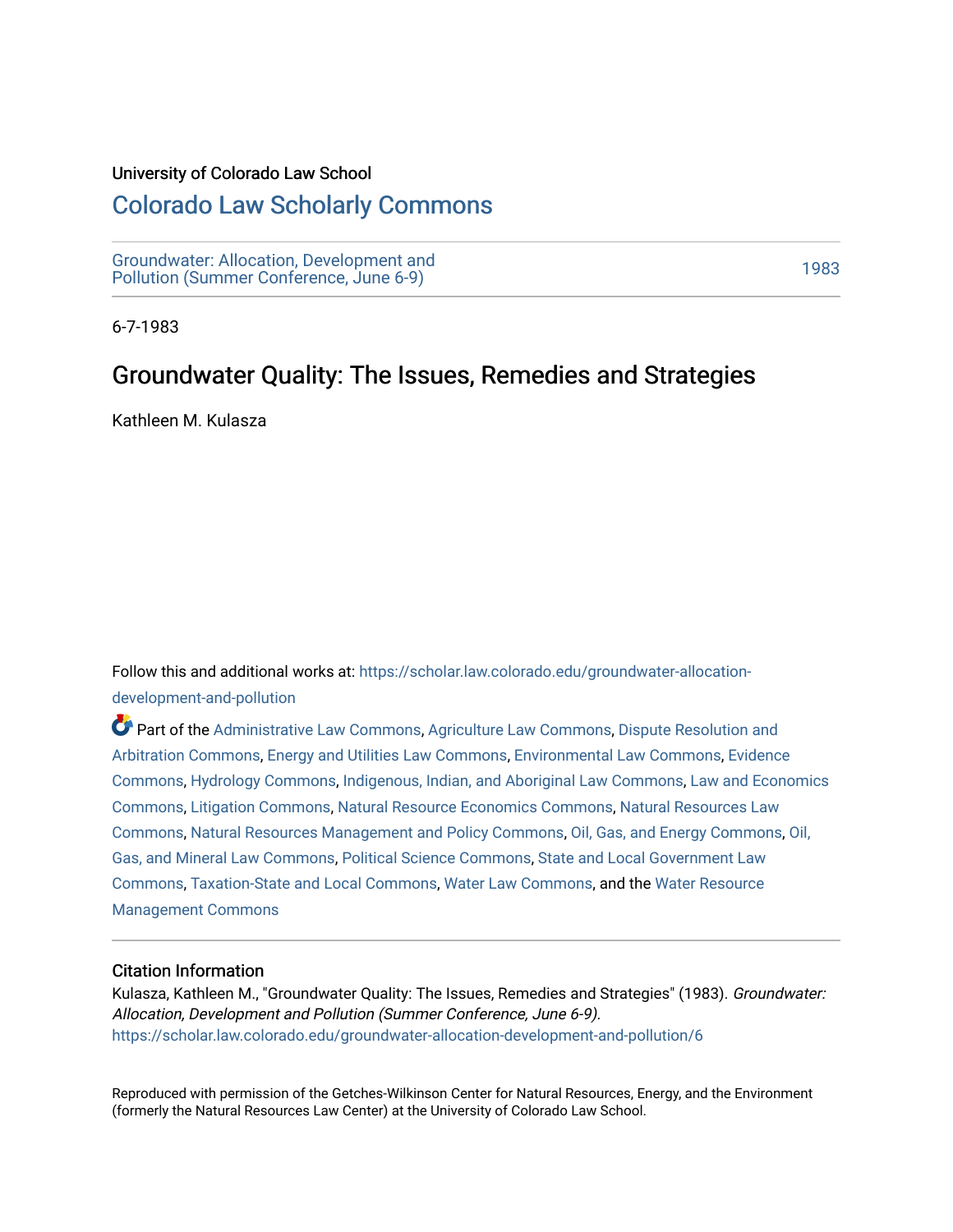University of Colorado Law School

# Colorado Law Scholarly Commons

Groundwater: Allocation, Development and Pollution (Summer Conference, June 6-9)

1983

6-7-1983

## Groundwater Quality: The Issues, Remedies and Strategies

Kathleen M. Kulasza

Follow this and additional works at: https://scholar.law.colorado.edu/groundwater-allocation-development-and-pollution

Part of the Administrative Law Commons, Agriculture Law Commons, Dispute Resolution and Arbitration Commons, Energy and Utilities Law Commons, Environmental Law Commons, Evidence Commons, Hydrology Commons, Indigenous, Indian, and Aboriginal Law Commons, Law and Economics Commons, Litigation Commons, Natural Resource Economics Commons, Natural Resources Law Commons, Natural Resources Management and Policy Commons, Oil, Gas, and Energy Commons, Oil, Gas, and Mineral Law Commons, Political Science Commons, State and Local Government Law Commons, Taxation-State and Local Commons, Water Law Commons, and the Water Resource Management Commons

### Citation Information

Kulasza, Kathleen M., "Groundwater Quality: The Issues, Remedies and Strategies" (1983). *Groundwater: Allocation, Development and Pollution (Summer Conference, June 6-9).*
https://scholar.law.colorado.edu/groundwater-allocation-development-and-pollution/6

Reproduced with permission of the Getches-Wilkinson Center for Natural Resources, Energy, and the Environment (formerly the Natural Resources Law Center) at the University of Colorado Law School.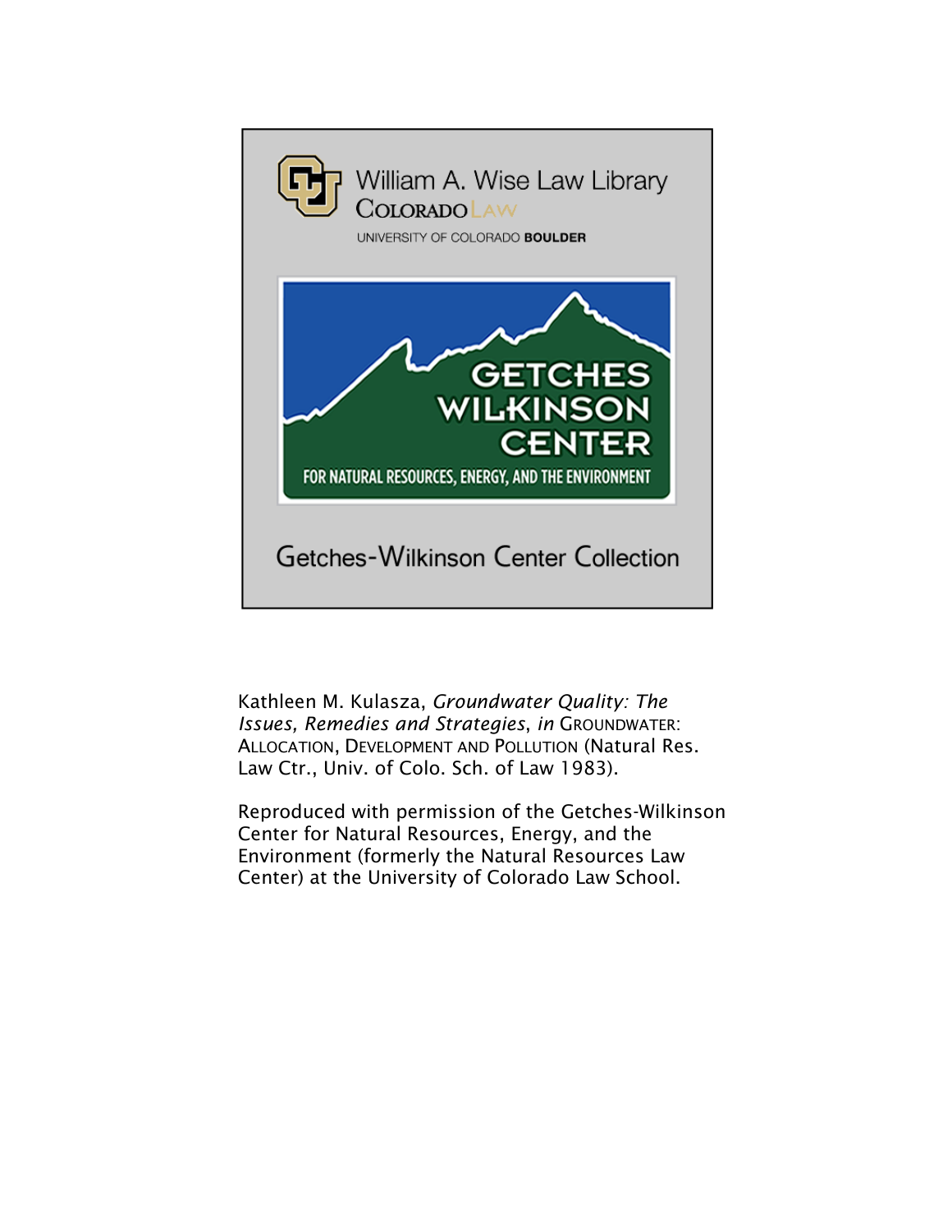William A. Wise Law Library
COLORADO LAW
UNIVERSITY OF COLORADO **BOULDER**

GETCHES WILKINSON CENTER
FOR NATURAL RESOURCES, ENERGY, AND THE ENVIRONMENT

Getches-Wilkinson Center Collection

Kathleen M. Kulasza, *Groundwater Quality: The Issues, Remedies and Strategies*, *in* GROUNDWATER: ALLOCATION, DEVELOPMENT AND POLLUTION (Natural Res. Law Ctr., Univ. of Colo. Sch. of Law 1983).

Reproduced with permission of the Getches-Wilkinson Center for Natural Resources, Energy, and the Environment (formerly the Natural Resources Law Center) at the University of Colorado Law School.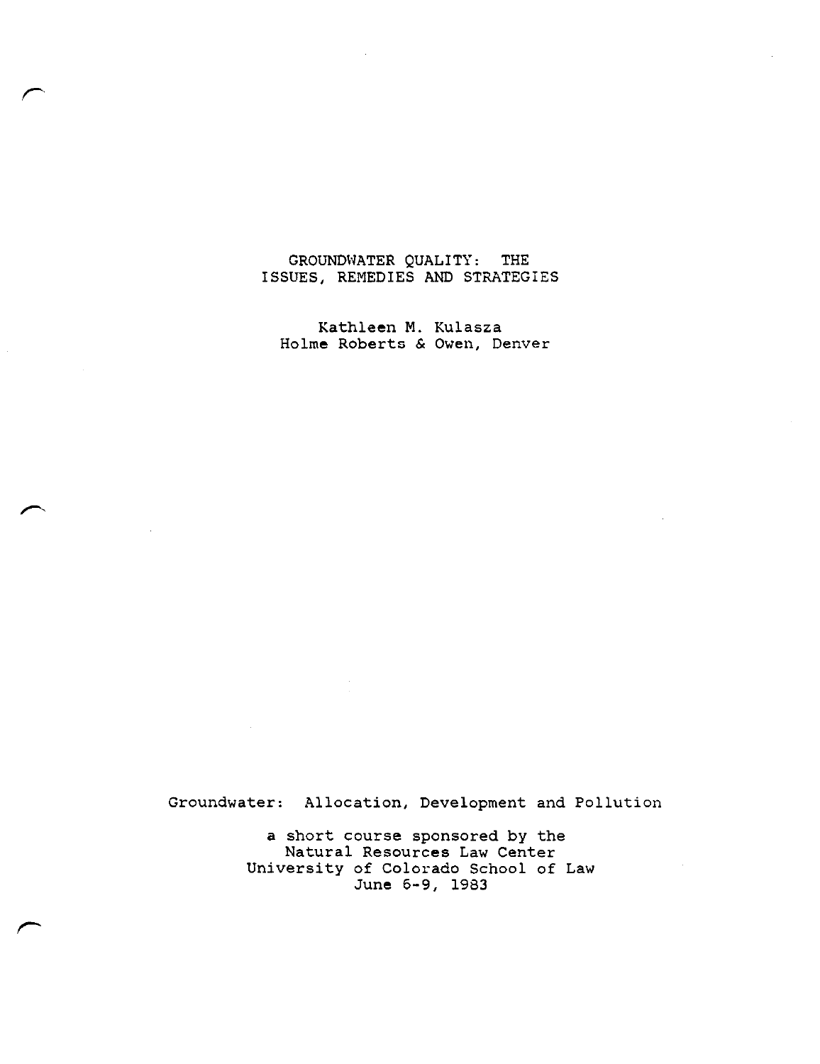# GROUNDWATER QUALITY: THE ISSUES, REMEDIES AND STRATEGIES

Kathleen M. Kulasza
Holme Roberts & Owen, Denver

Groundwater: Allocation, Development and Pollution

a short course sponsored by the
Natural Resources Law Center
University of Colorado School of Law
June 6-9, 1983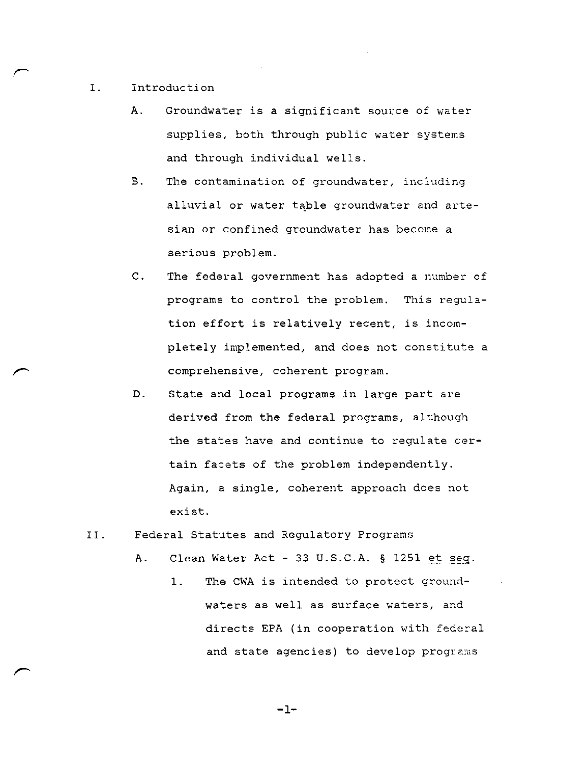I. Introduction

   A. Groundwater is a significant source of water supplies, both through public water systems and through individual wells.

   B. The contamination of groundwater, including alluvial or water table groundwater and artesian or confined groundwater has become a serious problem.

   C. The federal government has adopted a number of programs to control the problem. This regulation effort is relatively recent, is incompletely implemented, and does not constitute a comprehensive, coherent program.

   D. State and local programs in large part are derived from the federal programs, although the states have and continue to regulate certain facets of the problem independently. Again, a single, coherent approach does not exist.

II. Federal Statutes and Regulatory Programs

   A. Clean Water Act - 33 U.S.C.A. § 1251 et seq.

      1. The CWA is intended to protect groundwaters as well as surface waters, and directs EPA (in cooperation with federal and state agencies) to develop programs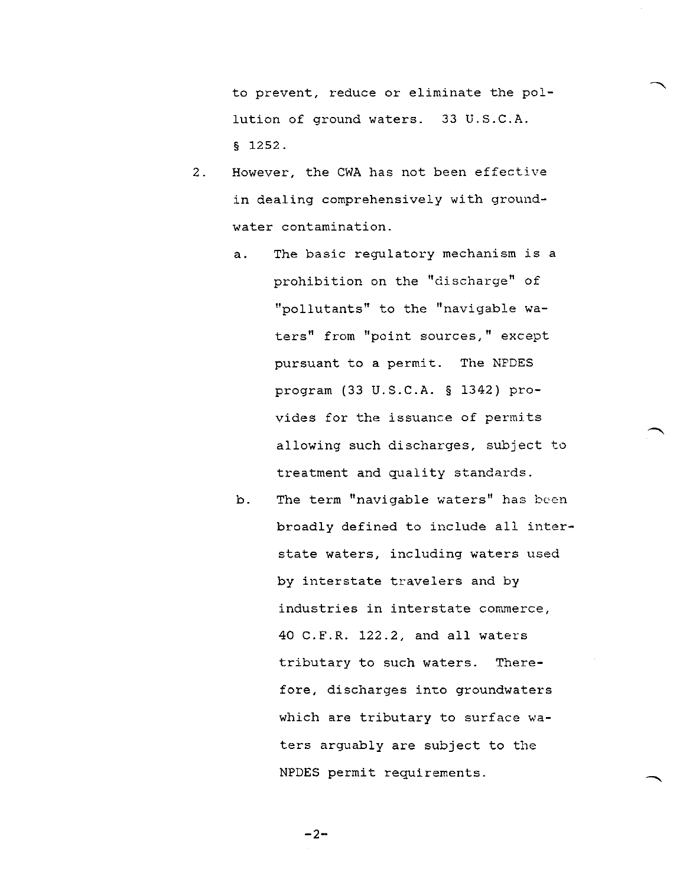to prevent, reduce or eliminate the pollution of ground waters. 33 U.S.C.A. § 1252.

2. However, the CWA has not been effective in dealing comprehensively with groundwater contamination.

   a. The basic regulatory mechanism is a prohibition on the "discharge" of "pollutants" to the "navigable waters" from "point sources," except pursuant to a permit. The NPDES program (33 U.S.C.A. § 1342) provides for the issuance of permits allowing such discharges, subject to treatment and quality standards.

   b. The term "navigable waters" has been broadly defined to include all interstate waters, including waters used by interstate travelers and by industries in interstate commerce, 40 C.F.R. 122.2, and all waters tributary to such waters. Therefore, discharges into groundwaters which are tributary to surface waters arguably are subject to the NPDES permit requirements.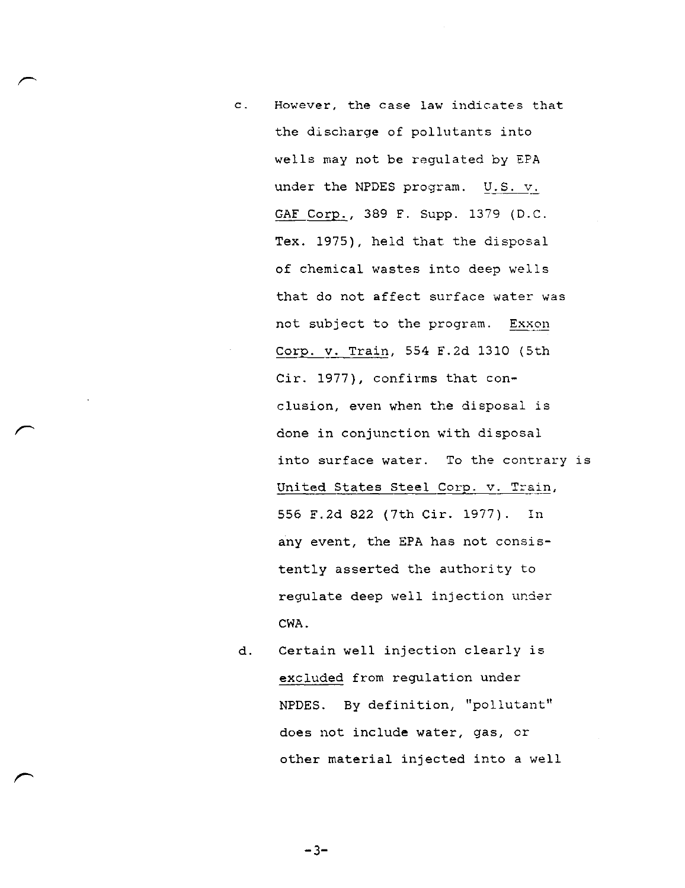c. However, the case law indicates that the discharge of pollutants into wells may not be regulated by EPA under the NPDES program. U.S. v. GAF Corp., 389 F. Supp. 1379 (D.C. Tex. 1975), held that the disposal of chemical wastes into deep wells that do not affect surface water was not subject to the program. Exxon Corp. v. Train, 554 F.2d 1310 (5th Cir. 1977), confirms that conclusion, even when the disposal is done in conjunction with disposal into surface water. To the contrary is United States Steel Corp. v. Train, 556 F.2d 822 (7th Cir. 1977). In any event, the EPA has not consistently asserted the authority to regulate deep well injection under CWA.

d. Certain well injection clearly is excluded from regulation under NPDES. By definition, "pollutant" does not include water, gas, or other material injected into a well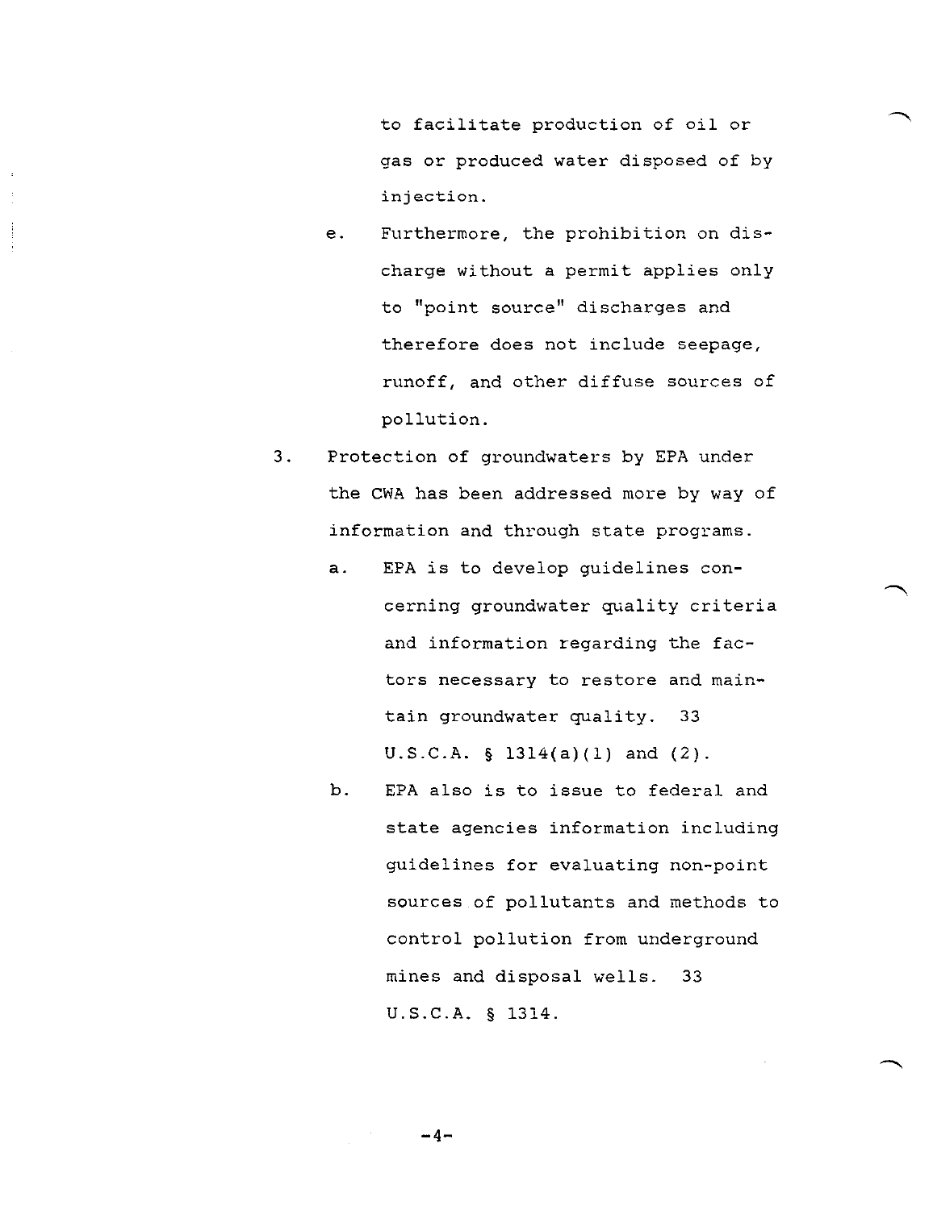to facilitate production of oil or gas or produced water disposed of by injection.

e. Furthermore, the prohibition on discharge without a permit applies only to "point source" discharges and therefore does not include seepage, runoff, and other diffuse sources of pollution.

3. Protection of groundwaters by EPA under the CWA has been addressed more by way of information and through state programs.

   a. EPA is to develop guidelines concerning groundwater quality criteria and information regarding the factors necessary to restore and maintain groundwater quality. 33 U.S.C.A. § 1314(a)(1) and (2).

   b. EPA also is to issue to federal and state agencies information including guidelines for evaluating non-point sources of pollutants and methods to control pollution from underground mines and disposal wells. 33 U.S.C.A. § 1314.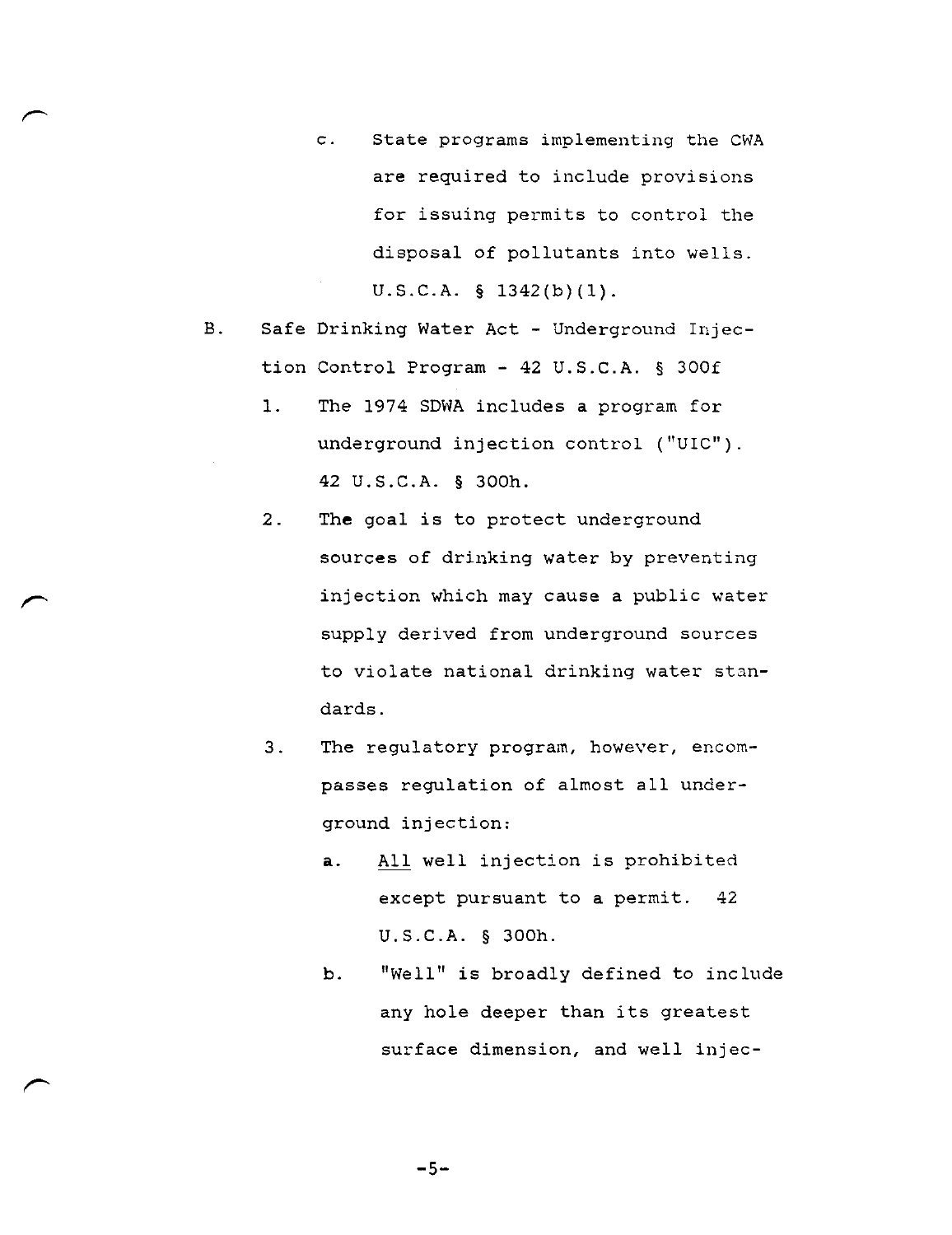c. State programs implementing the CWA are required to include provisions for issuing permits to control the disposal of pollutants into wells. U.S.C.A. § 1342(b)(1).

B. Safe Drinking Water Act - Underground Injection Control Program - 42 U.S.C.A. § 300f

1. The 1974 SDWA includes a program for underground injection control ("UIC"). 42 U.S.C.A. § 300h.

2. The goal is to protect underground sources of drinking water by preventing injection which may cause a public water supply derived from underground sources to violate national drinking water standards.

3. The regulatory program, however, encompasses regulation of almost all underground injection:

   a. <u>All</u> well injection is prohibited except pursuant to a permit. 42 U.S.C.A. § 300h.

   b. "Well" is broadly defined to include any hole deeper than its greatest surface dimension, and well injec-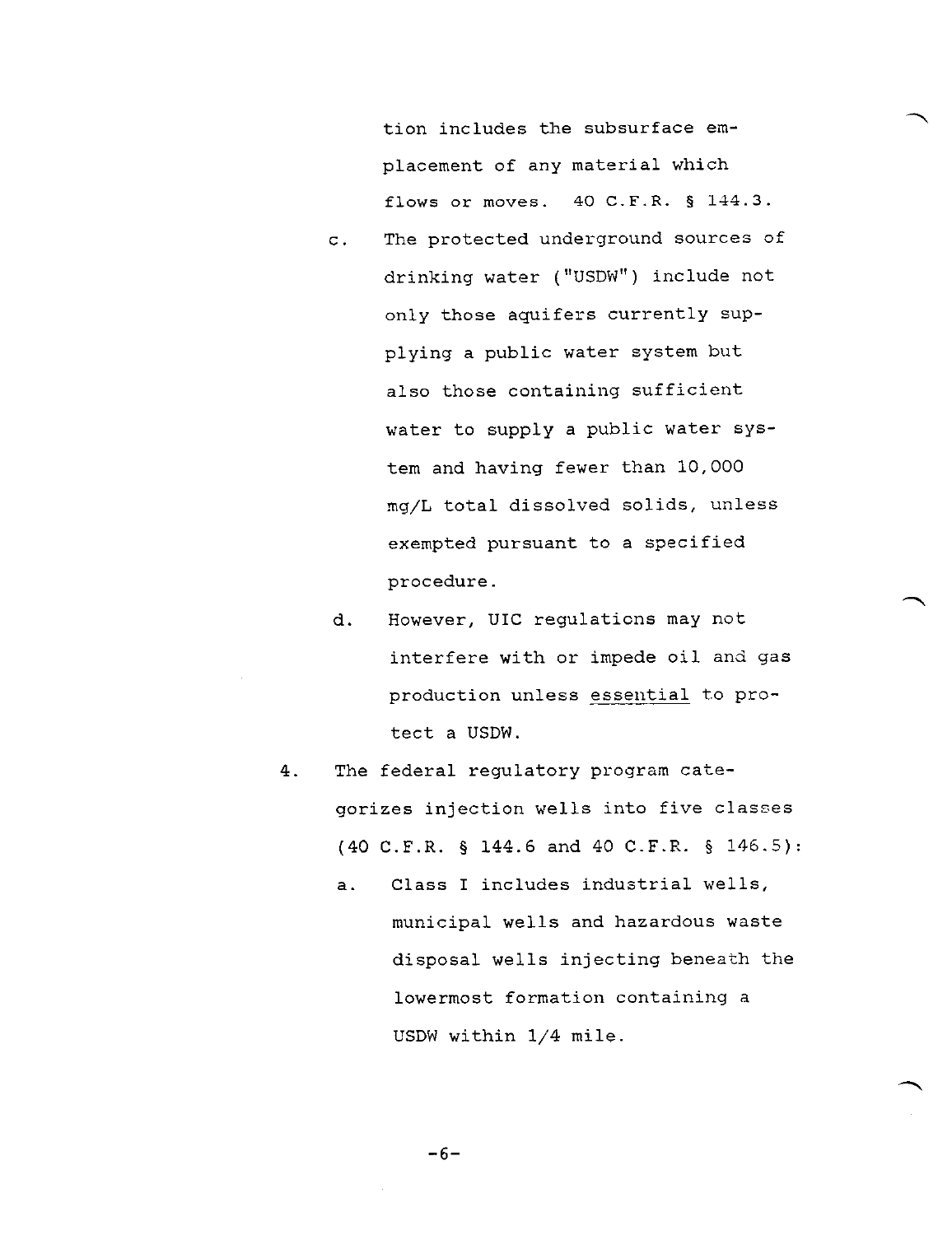tion includes the subsurface emplacement of any material which flows or moves. 40 C.F.R. § 144.3.

   c. The protected underground sources of drinking water ("USDW") include not only those aquifers currently supplying a public water system but also those containing sufficient water to supply a public water system and having fewer than 10,000 mg/L total dissolved solids, unless exempted pursuant to a specified procedure.

   d. However, UIC regulations may not interfere with or impede oil and gas production unless <u>essential</u> to protect a USDW.

4. The federal regulatory program categorizes injection wells into five classes (40 C.F.R. § 144.6 and 40 C.F.R. § 146.5):

   a. Class I includes industrial wells, municipal wells and hazardous waste disposal wells injecting beneath the lowermost formation containing a USDW within 1/4 mile.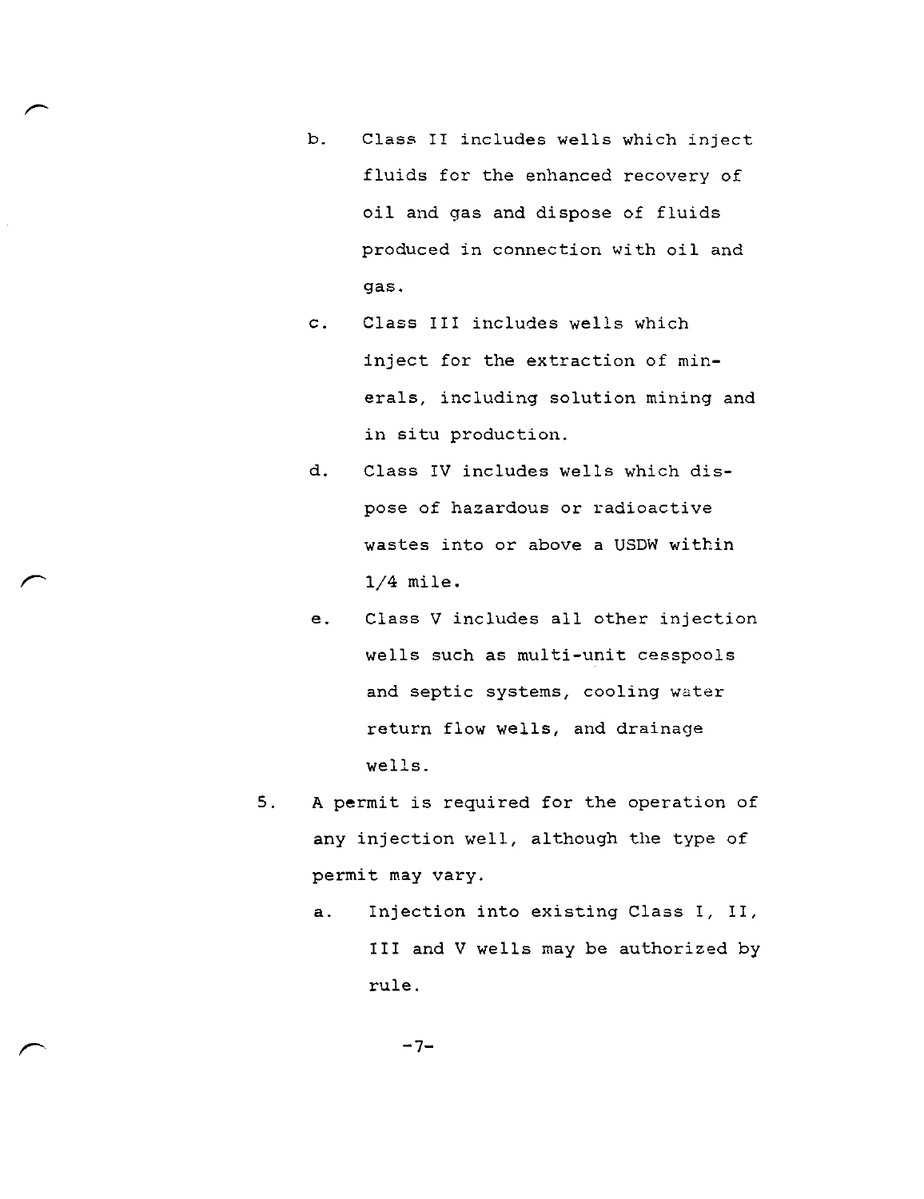b. Class II includes wells which inject fluids for the enhanced recovery of oil and gas and dispose of fluids produced in connection with oil and gas.

c. Class III includes wells which inject for the extraction of minerals, including solution mining and in situ production.

d. Class IV includes wells which dispose of hazardous or radioactive wastes into or above a USDW within 1/4 mile.

e. Class V includes all other injection wells such as multi-unit cesspools and septic systems, cooling water return flow wells, and drainage wells.

5. A permit is required for the operation of any injection well, although the type of permit may vary.

   a. Injection into existing Class I, II, III and V wells may be authorized by rule.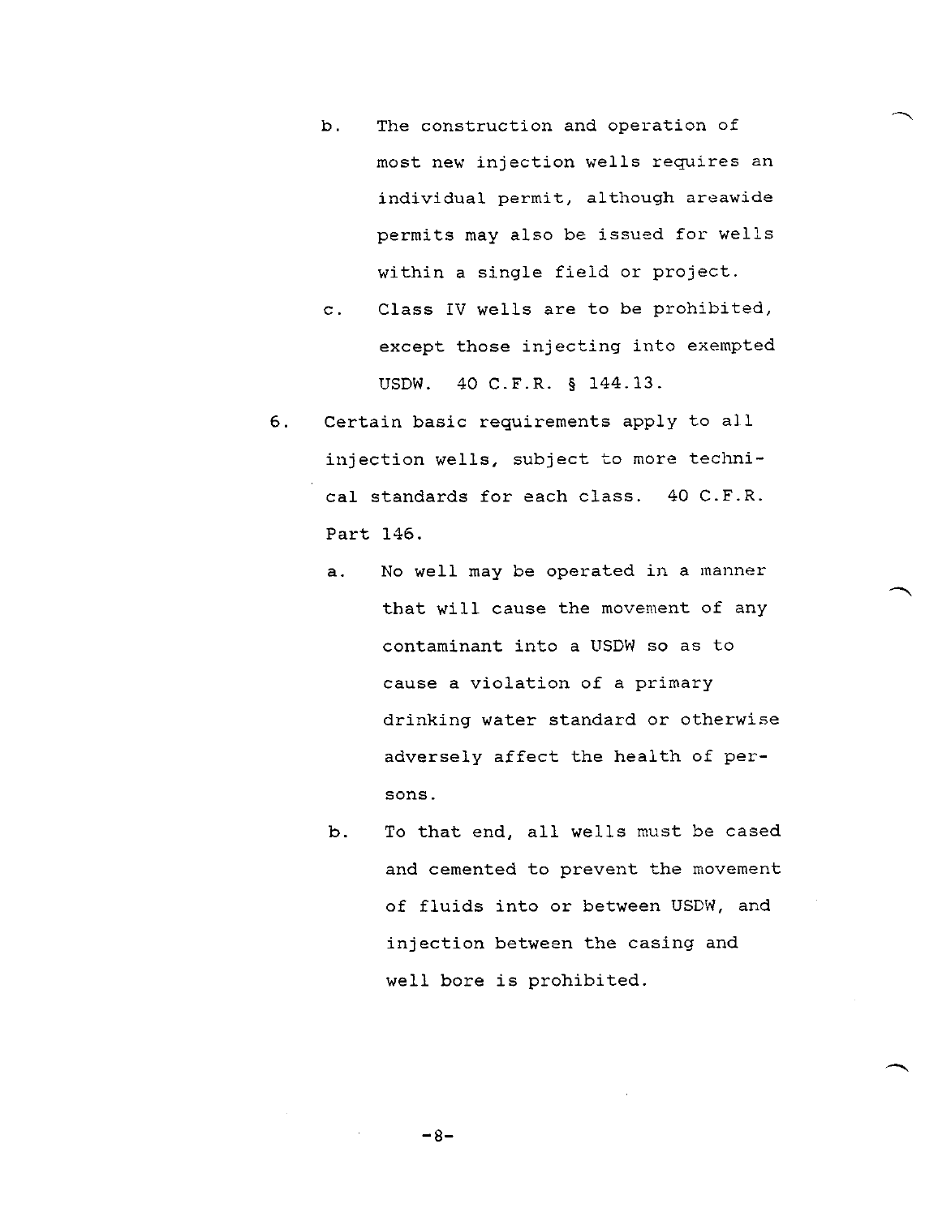b. The construction and operation of most new injection wells requires an individual permit, although areawide permits may also be issued for wells within a single field or project.

c. Class IV wells are to be prohibited, except those injecting into exempted USDW. 40 C.F.R. § 144.13.

6. Certain basic requirements apply to all injection wells, subject to more technical standards for each class. 40 C.F.R. Part 146.

   a. No well may be operated in a manner that will cause the movement of any contaminant into a USDW so as to cause a violation of a primary drinking water standard or otherwise adversely affect the health of persons.

   b. To that end, all wells must be cased and cemented to prevent the movement of fluids into or between USDW, and injection between the casing and well bore is prohibited.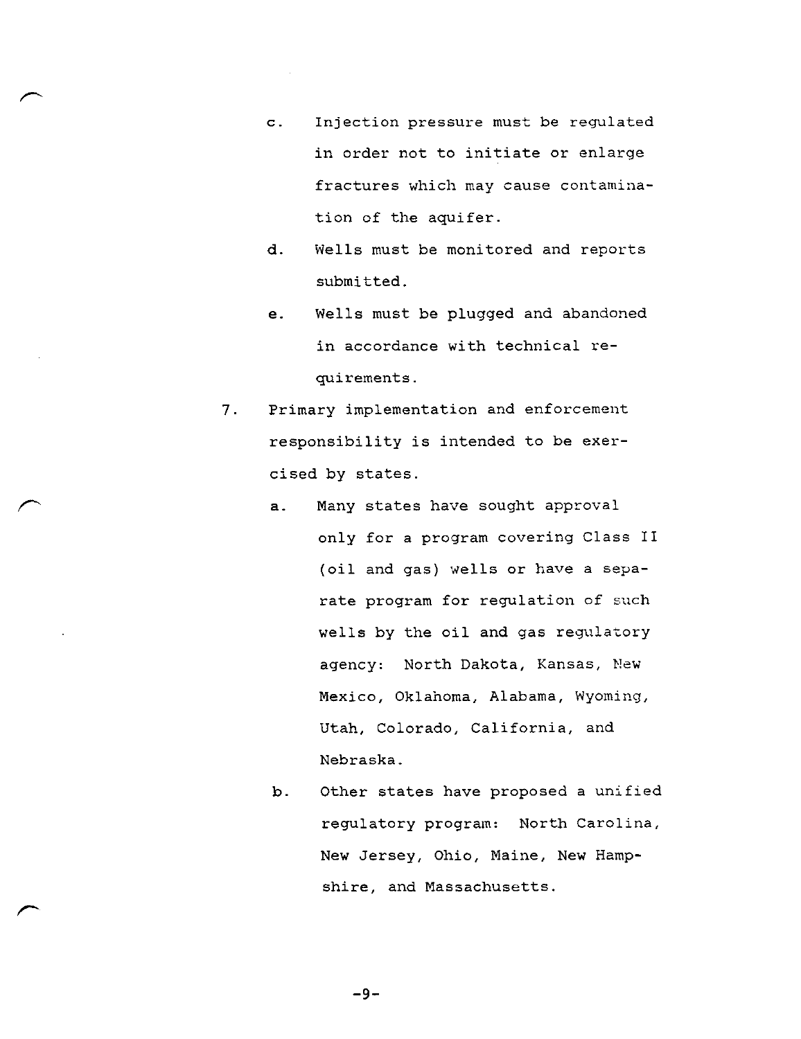c. Injection pressure must be regulated in order not to initiate or enlarge fractures which may cause contamination of the aquifer.

   d. Wells must be monitored and reports submitted.

   e. Wells must be plugged and abandoned in accordance with technical requirements.

7. Primary implementation and enforcement responsibility is intended to be exercised by states.

   a. Many states have sought approval only for a program covering Class II (oil and gas) wells or have a separate program for regulation of such wells by the oil and gas regulatory agency: North Dakota, Kansas, New Mexico, Oklahoma, Alabama, Wyoming, Utah, Colorado, California, and Nebraska.

   b. Other states have proposed a unified regulatory program: North Carolina, New Jersey, Ohio, Maine, New Hampshire, and Massachusetts.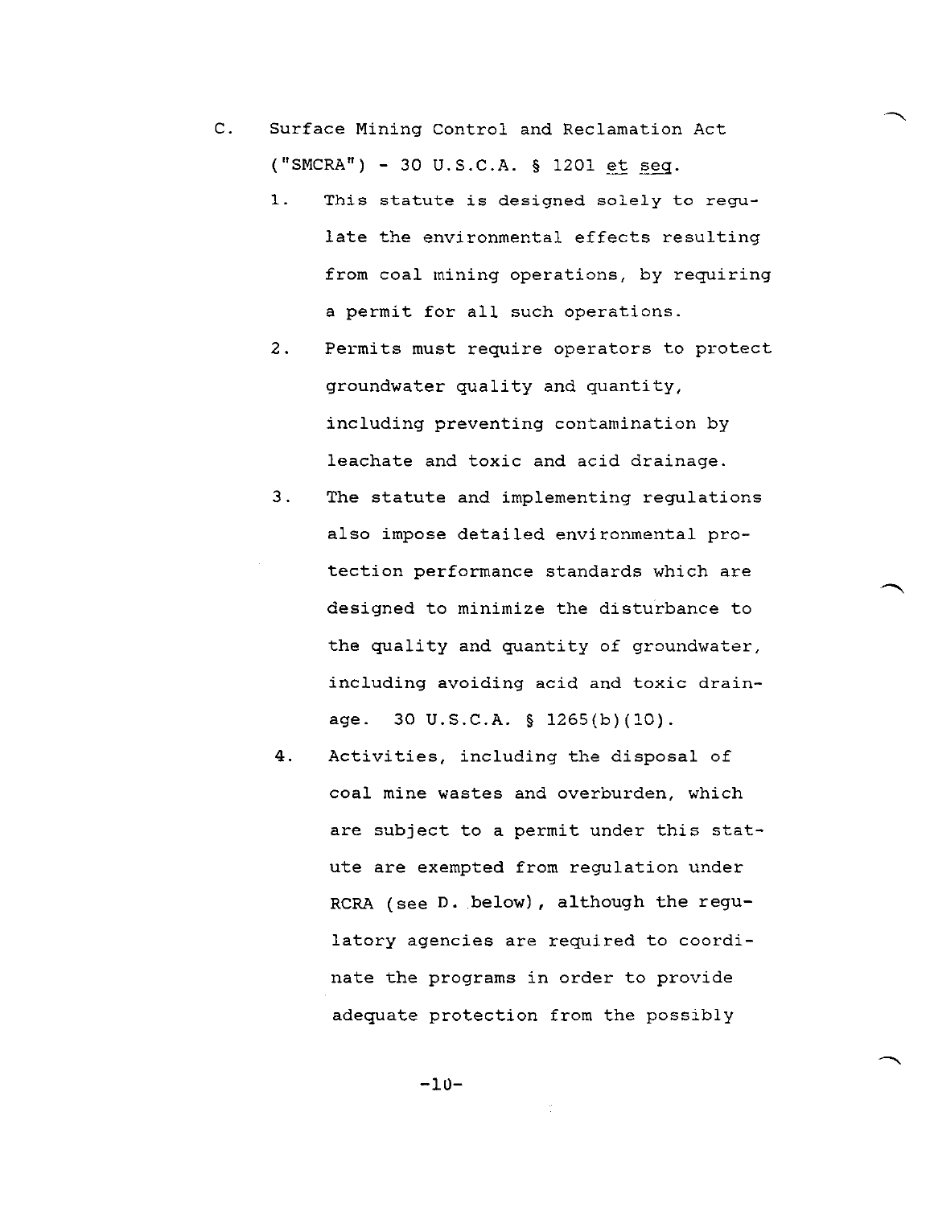C. Surface Mining Control and Reclamation Act ("SMCRA") - 30 U.S.C.A. § 1201 <u>et seq</u>.

1. This statute is designed solely to regulate the environmental effects resulting from coal mining operations, by requiring a permit for all such operations.

2. Permits must require operators to protect groundwater quality and quantity, including preventing contamination by leachate and toxic and acid drainage.

3. The statute and implementing regulations also impose detailed environmental protection performance standards which are designed to minimize the disturbance to the quality and quantity of groundwater, including avoiding acid and toxic drainage. 30 U.S.C.A. § 1265(b)(10).

4. Activities, including the disposal of coal mine wastes and overburden, which are subject to a permit under this statute are exempted from regulation under RCRA (see D. below), although the regulatory agencies are required to coordinate the programs in order to provide adequate protection from the possibly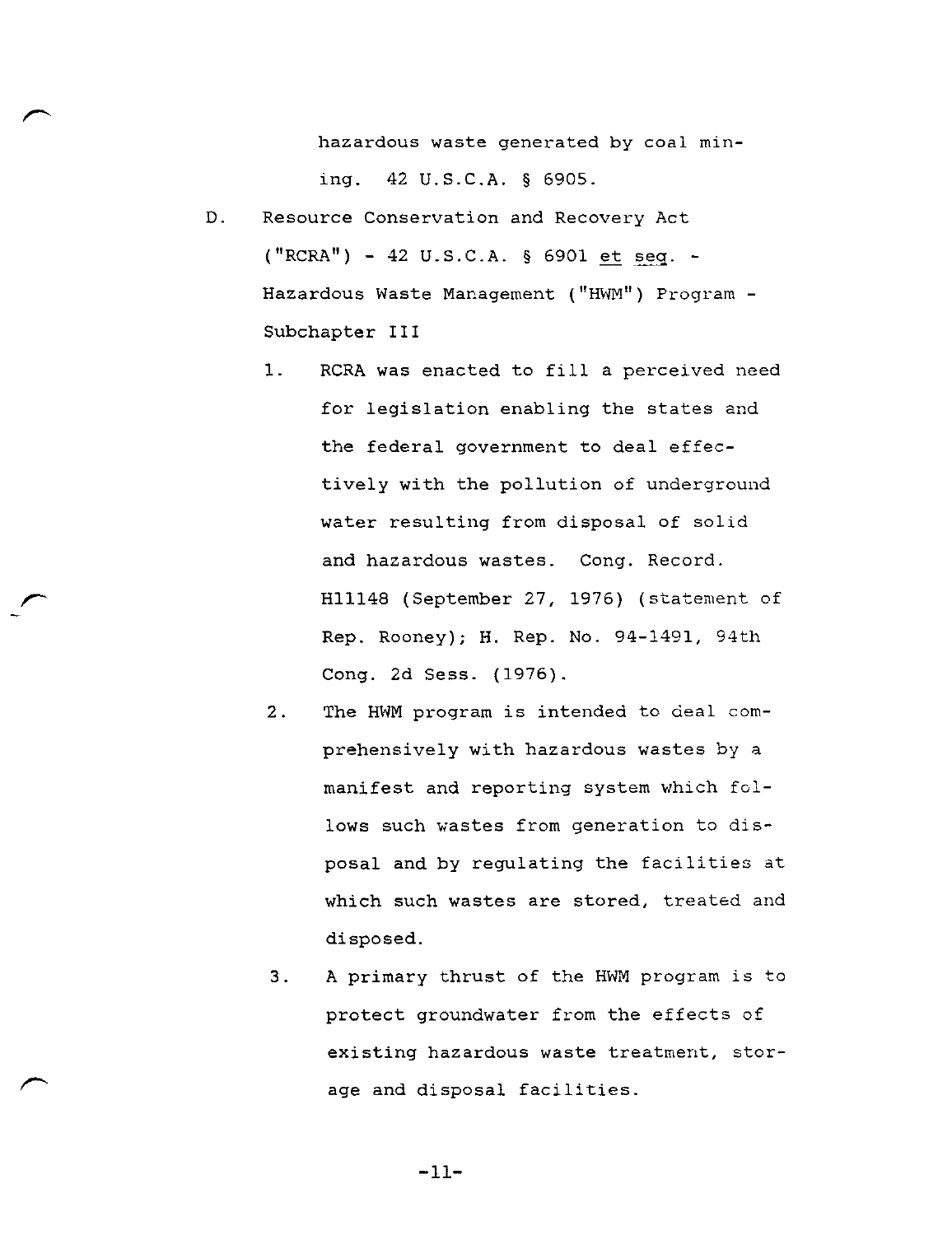hazardous waste generated by coal mining. 42 U.S.C.A. § 6905.

D. Resource Conservation and Recovery Act ("RCRA") - 42 U.S.C.A. § 6901 et seq. - Hazardous Waste Management ("HWM") Program - Subchapter III

1. RCRA was enacted to fill a perceived need for legislation enabling the states and the federal government to deal effectively with the pollution of underground water resulting from disposal of solid and hazardous wastes. Cong. Record. H11148 (September 27, 1976) (statement of Rep. Rooney); H. Rep. No. 94-1491, 94th Cong. 2d Sess. (1976).

2. The HWM program is intended to deal comprehensively with hazardous wastes by a manifest and reporting system which follows such wastes from generation to disposal and by regulating the facilities at which such wastes are stored, treated and disposed.

3. A primary thrust of the HWM program is to protect groundwater from the effects of existing hazardous waste treatment, storage and disposal facilities.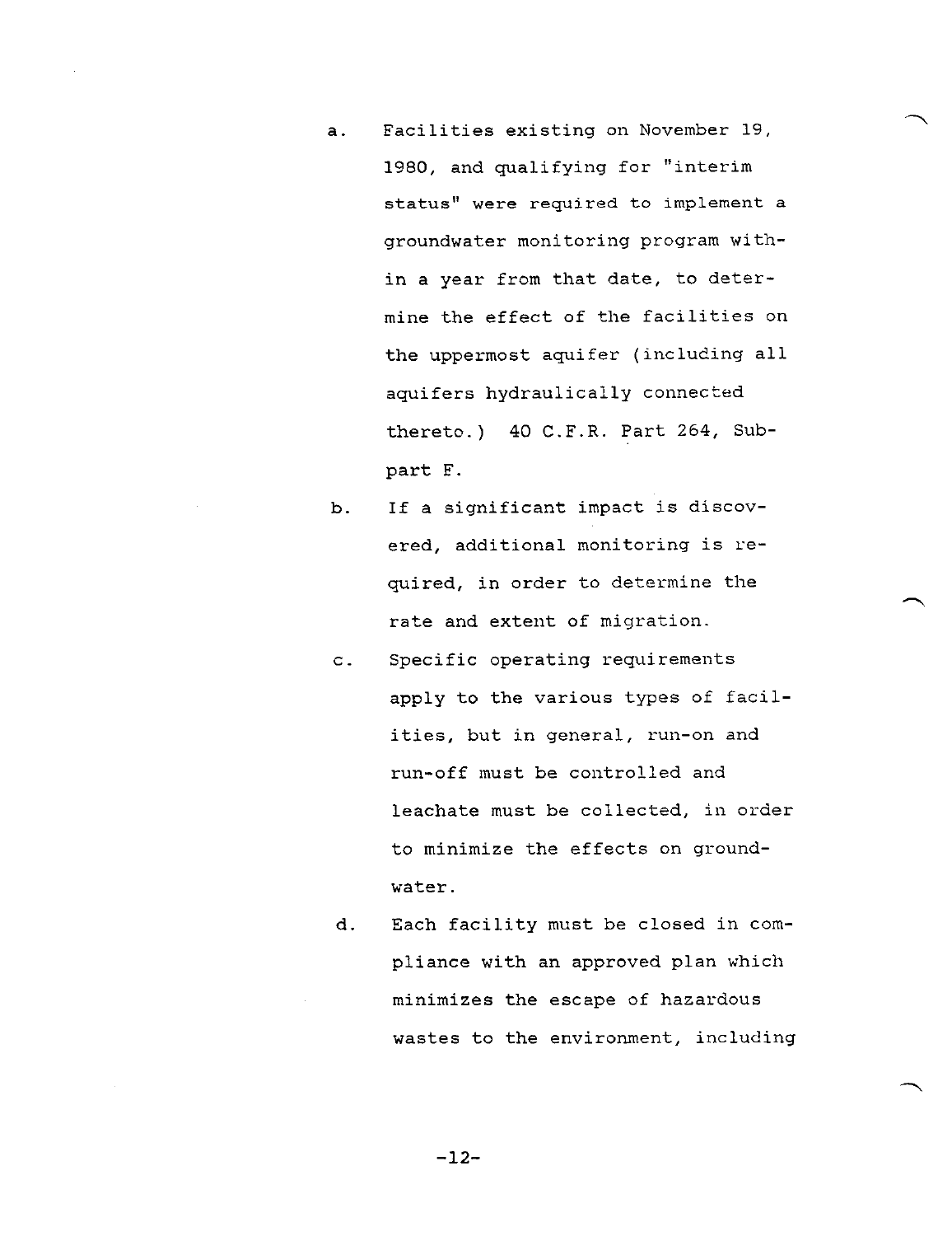a. Facilities existing on November 19, 1980, and qualifying for "interim status" were required to implement a groundwater monitoring program within a year from that date, to determine the effect of the facilities on the uppermost aquifer (including all aquifers hydraulically connected thereto.) 40 C.F.R. Part 264, Subpart F.

b. If a significant impact is discovered, additional monitoring is required, in order to determine the rate and extent of migration.

c. Specific operating requirements apply to the various types of facilities, but in general, run-on and run-off must be controlled and leachate must be collected, in order to minimize the effects on groundwater.

d. Each facility must be closed in compliance with an approved plan which minimizes the escape of hazardous wastes to the environment, including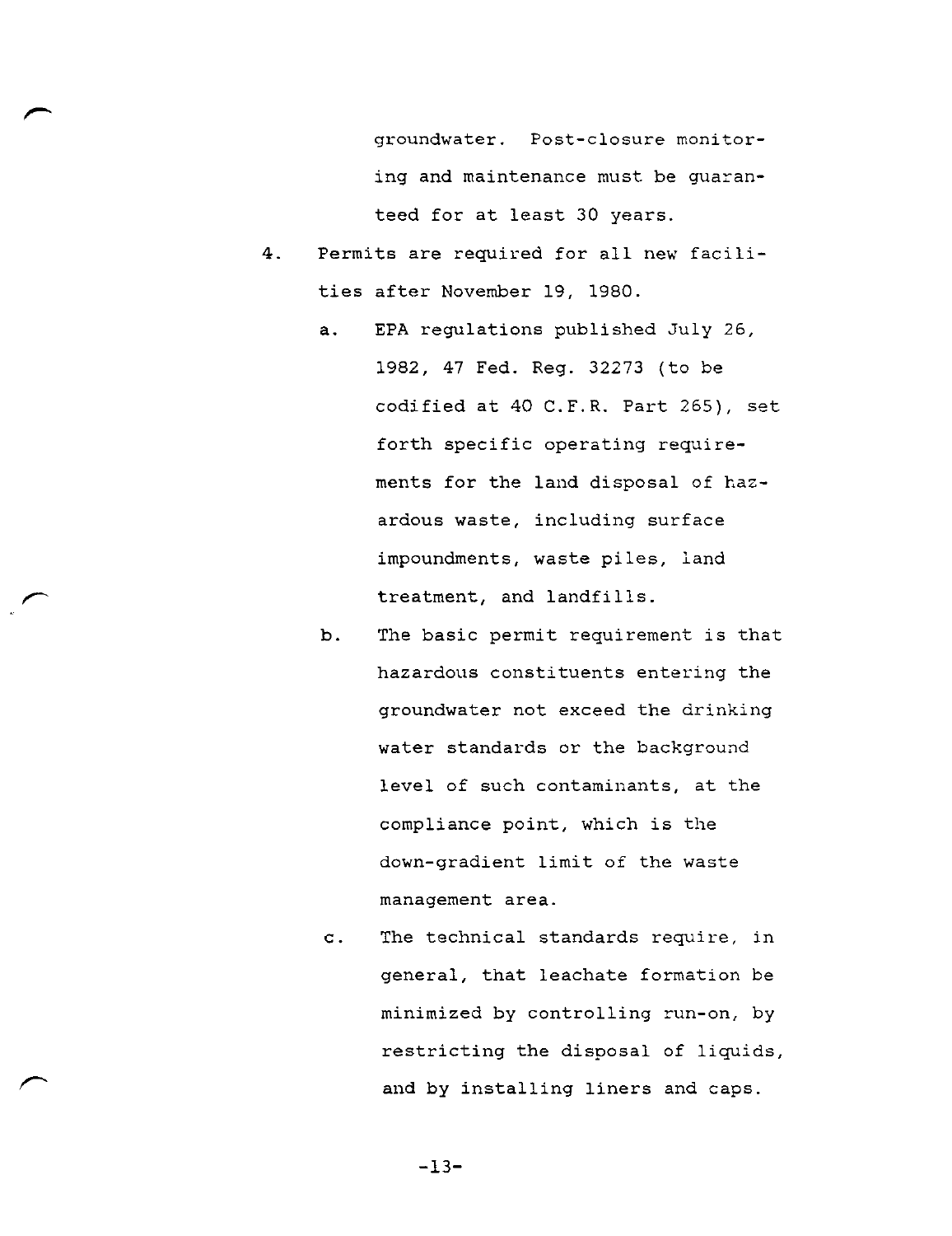groundwater. Post-closure monitoring and maintenance must be guaranteed for at least 30 years.

4. Permits are required for all new facilities after November 19, 1980.

   a. EPA regulations published July 26, 1982, 47 Fed. Reg. 32273 (to be codified at 40 C.F.R. Part 265), set forth specific operating requirements for the land disposal of hazardous waste, including surface impoundments, waste piles, land treatment, and landfills.

   b. The basic permit requirement is that hazardous constituents entering the groundwater not exceed the drinking water standards or the background level of such contaminants, at the compliance point, which is the down-gradient limit of the waste management area.

   c. The technical standards require, in general, that leachate formation be minimized by controlling run-on, by restricting the disposal of liquids, and by installing liners and caps.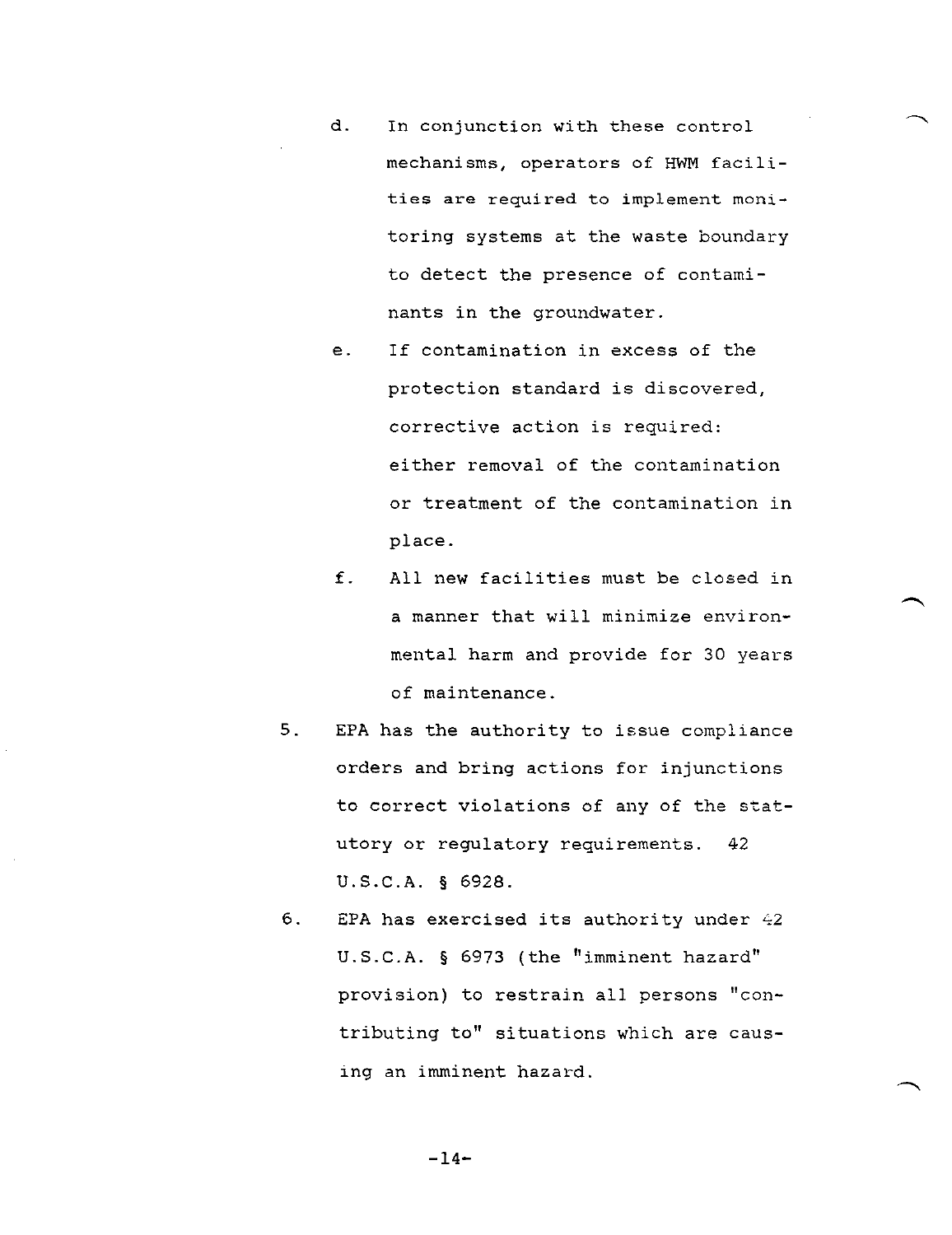d. In conjunction with these control mechanisms, operators of HWM facilities are required to implement monitoring systems at the waste boundary to detect the presence of contaminants in the groundwater.

e. If contamination in excess of the protection standard is discovered, corrective action is required: either removal of the contamination or treatment of the contamination in place.

f. All new facilities must be closed in a manner that will minimize environmental harm and provide for 30 years of maintenance.

5. EPA has the authority to issue compliance orders and bring actions for injunctions to correct violations of any of the statutory or regulatory requirements. 42 U.S.C.A. § 6928.

6. EPA has exercised its authority under 42 U.S.C.A. § 6973 (the "imminent hazard" provision) to restrain all persons "contributing to" situations which are causing an imminent hazard.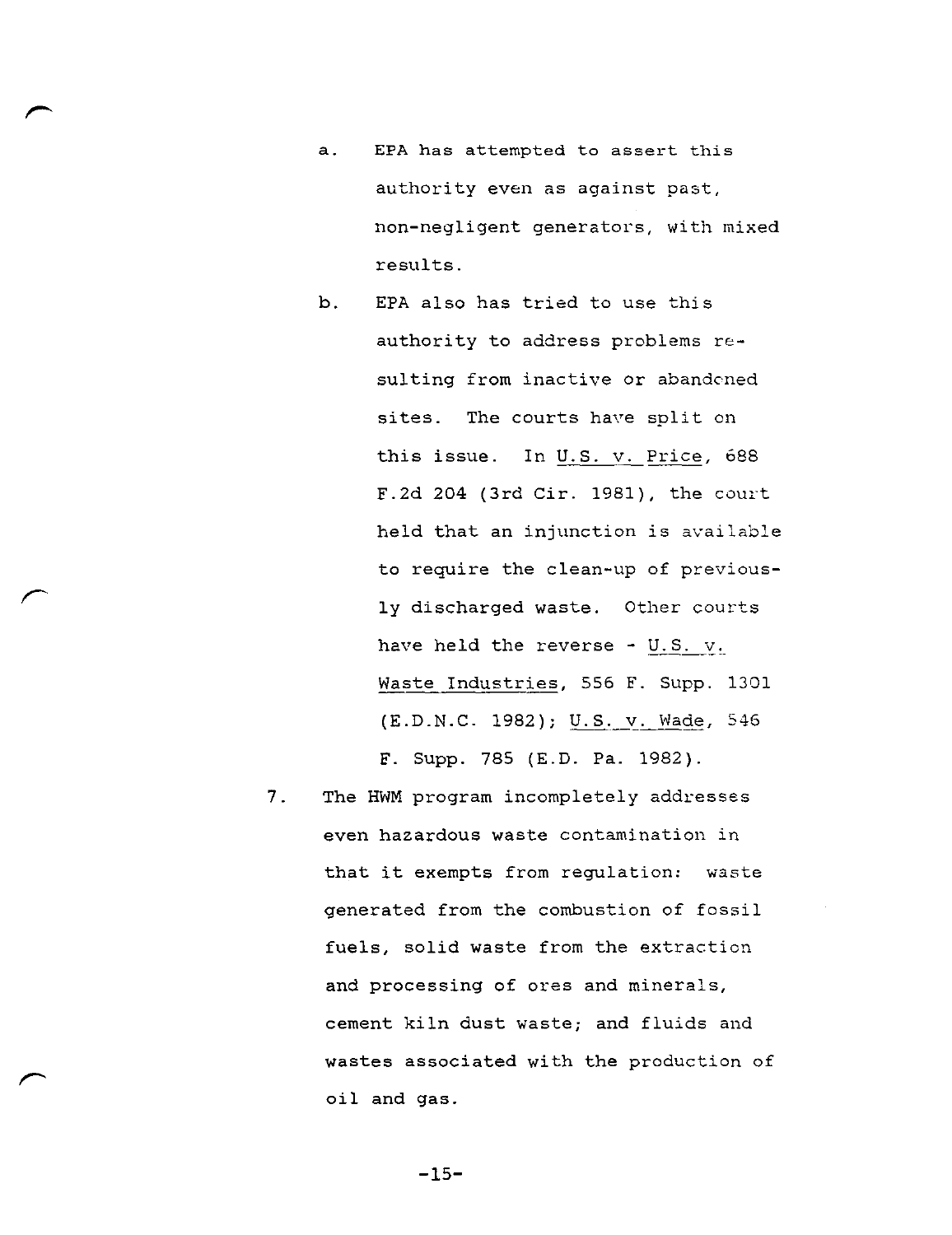a. EPA has attempted to assert this authority even as against past, non-negligent generators, with mixed results.

b. EPA also has tried to use this authority to address problems resulting from inactive or abandoned sites. The courts have split on this issue. In U.S. v. Price, 688 F.2d 204 (3rd Cir. 1981), the court held that an injunction is available to require the clean-up of previously discharged waste. Other courts have held the reverse - U.S. v. Waste Industries, 556 F. Supp. 1301 (E.D.N.C. 1982); U.S. v. Wade, 546 F. Supp. 785 (E.D. Pa. 1982).

7. The HWM program incompletely addresses even hazardous waste contamination in that it exempts from regulation: waste generated from the combustion of fossil fuels, solid waste from the extraction and processing of ores and minerals, cement kiln dust waste; and fluids and wastes associated with the production of oil and gas.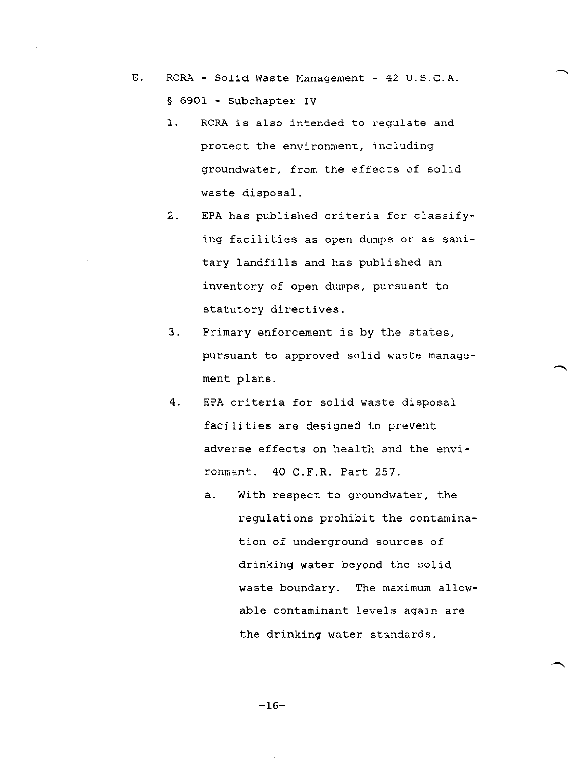E. RCRA - Solid Waste Management - 42 U.S.C.A. § 6901 - Subchapter IV

1. RCRA is also intended to regulate and protect the environment, including groundwater, from the effects of solid waste disposal.

2. EPA has published criteria for classifying facilities as open dumps or as sanitary landfills and has published an inventory of open dumps, pursuant to statutory directives.

3. Primary enforcement is by the states, pursuant to approved solid waste management plans.

4. EPA criteria for solid waste disposal facilities are designed to prevent adverse effects on health and the environment. 40 C.F.R. Part 257.

   a. With respect to groundwater, the regulations prohibit the contamination of underground sources of drinking water beyond the solid waste boundary. The maximum allowable contaminant levels again are the drinking water standards.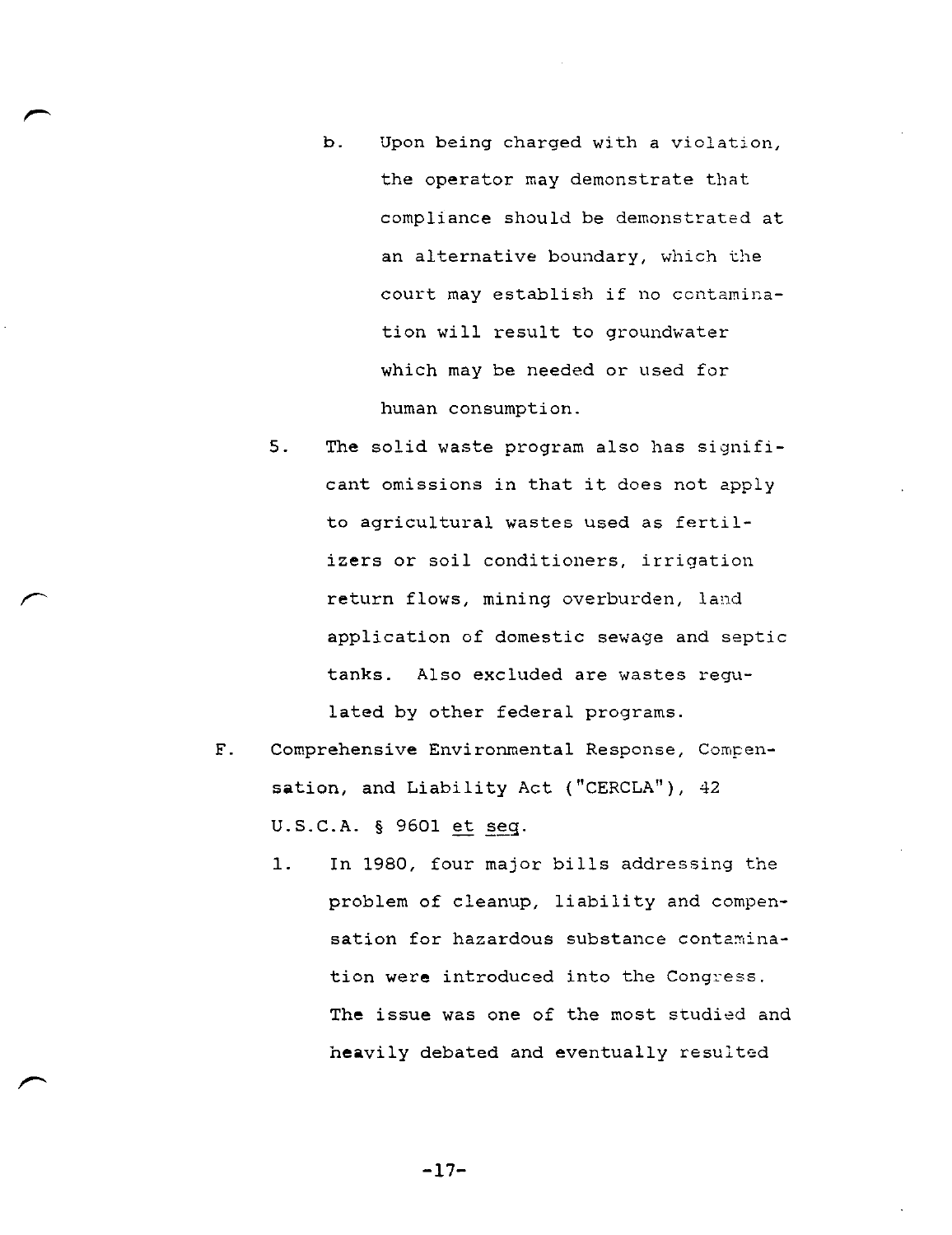b. Upon being charged with a violation, the operator may demonstrate that compliance should be demonstrated at an alternative boundary, which the court may establish if no contamination will result to groundwater which may be needed or used for human consumption.

5. The solid waste program also has significant omissions in that it does not apply to agricultural wastes used as fertilizers or soil conditioners, irrigation return flows, mining overburden, land application of domestic sewage and septic tanks. Also excluded are wastes regulated by other federal programs.

F. Comprehensive Environmental Response, Compensation, and Liability Act ("CERCLA"), 42 U.S.C.A. § 9601 et seq.

1. In 1980, four major bills addressing the problem of cleanup, liability and compensation for hazardous substance contamination were introduced into the Congress. The issue was one of the most studied and heavily debated and eventually resulted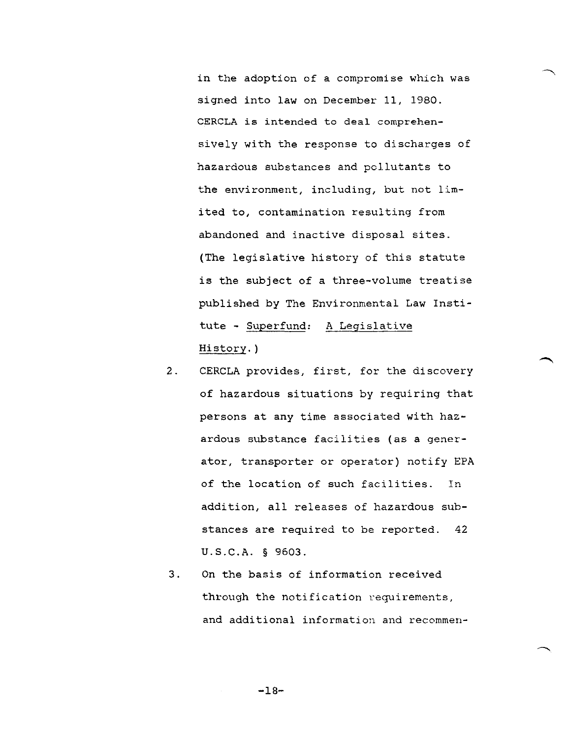in the adoption of a compromise which was signed into law on December 11, 1980. CERCLA is intended to deal comprehensively with the response to discharges of hazardous substances and pollutants to the environment, including, but not limited to, contamination resulting from abandoned and inactive disposal sites. (The legislative history of this statute is the subject of a three-volume treatise published by The Environmental Law Institute - Superfund: A Legislative History.)

2. CERCLA provides, first, for the discovery of hazardous situations by requiring that persons at any time associated with hazardous substance facilities (as a generator, transporter or operator) notify EPA of the location of such facilities. In addition, all releases of hazardous substances are required to be reported. 42 U.S.C.A. § 9603.

3. On the basis of information received through the notification requirements, and additional information and recommen-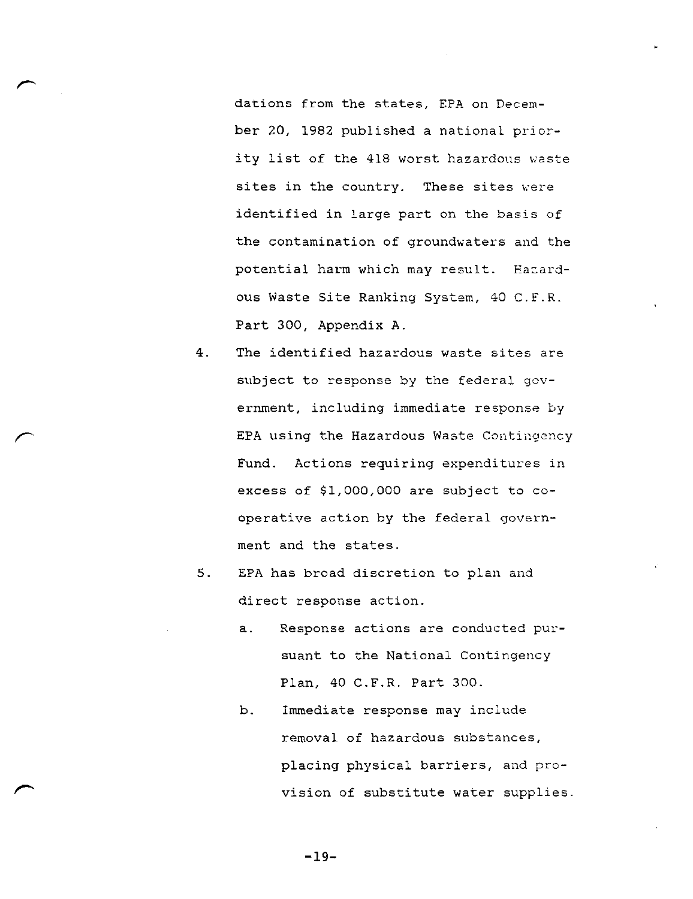dations from the states, EPA on December 20, 1982 published a national priority list of the 418 worst hazardous waste sites in the country. These sites were identified in large part on the basis of the contamination of groundwaters and the potential harm which may result. Hazardous Waste Site Ranking System, 40 C.F.R. Part 300, Appendix A.

4. The identified hazardous waste sites are subject to response by the federal government, including immediate response by EPA using the Hazardous Waste Contingency Fund. Actions requiring expenditures in excess of $1,000,000 are subject to cooperative action by the federal government and the states.

5. EPA has broad discretion to plan and direct response action.

   a. Response actions are conducted pursuant to the National Contingency Plan, 40 C.F.R. Part 300.

   b. Immediate response may include removal of hazardous substances, placing physical barriers, and provision of substitute water supplies.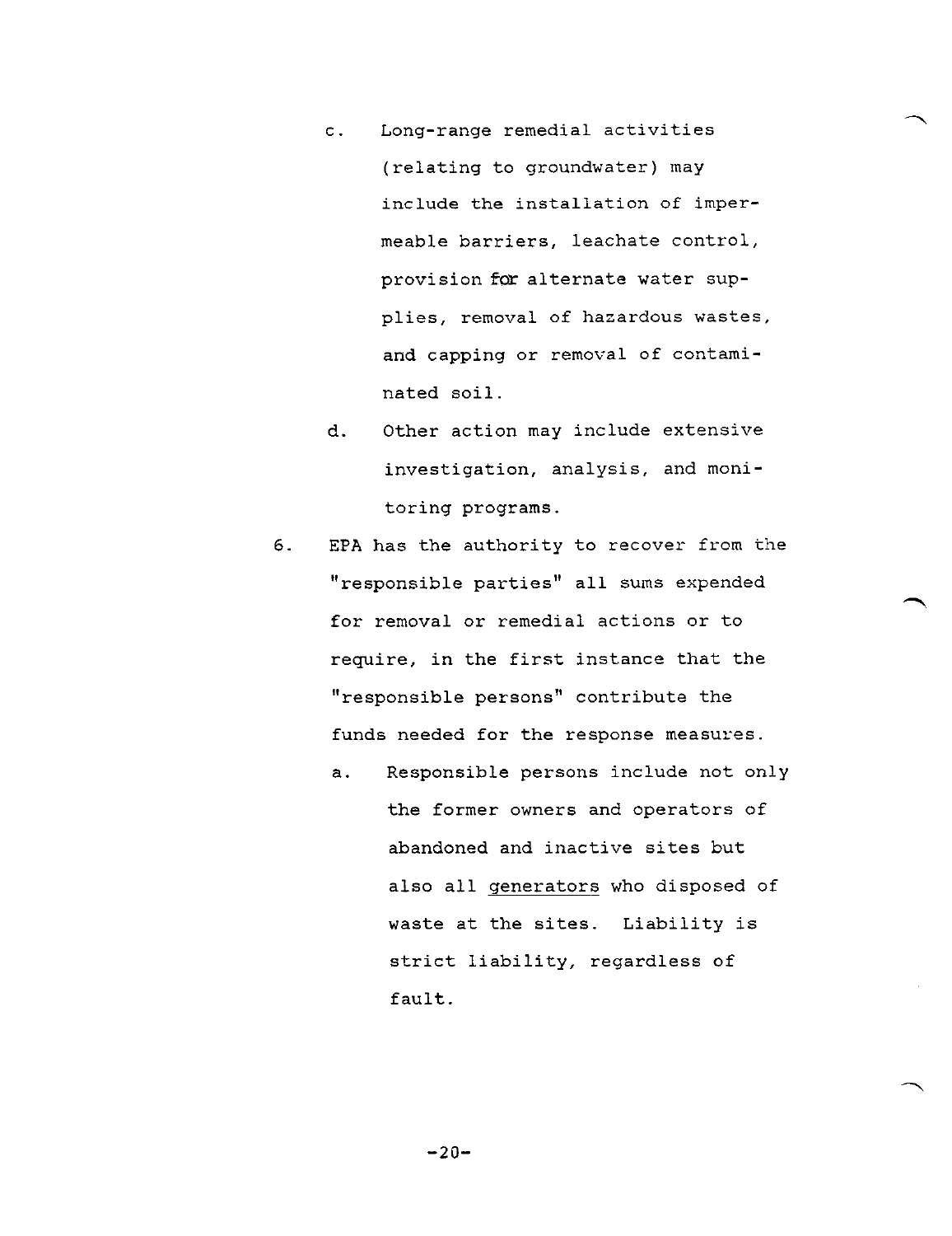c. Long-range remedial activities (relating to groundwater) may include the installation of impermeable barriers, leachate control, provision for alternate water supplies, removal of hazardous wastes, and capping or removal of contaminated soil.

d. Other action may include extensive investigation, analysis, and monitoring programs.

6. EPA has the authority to recover from the "responsible parties" all sums expended for removal or remedial actions or to require, in the first instance that the "responsible persons" contribute the funds needed for the response measures.

   a. Responsible persons include not only the former owners and operators of abandoned and inactive sites but also all generators who disposed of waste at the sites. Liability is strict liability, regardless of fault.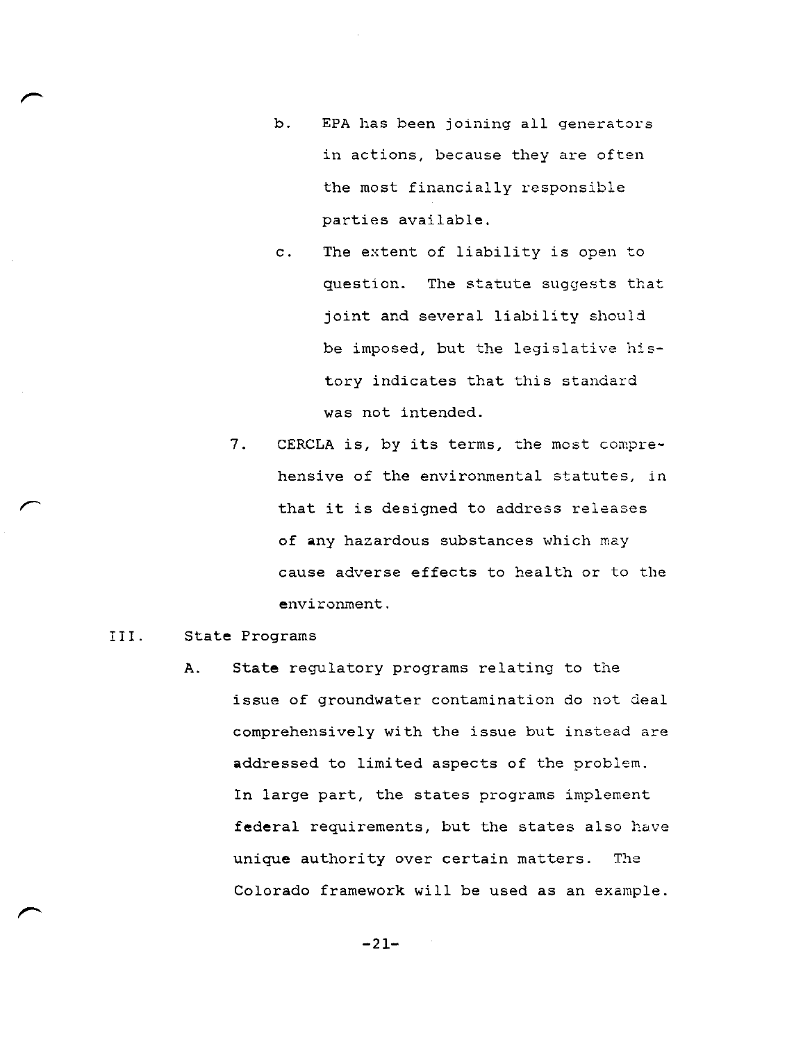b. EPA has been joining all generators in actions, because they are often the most financially responsible parties available.

c. The extent of liability is open to question. The statute suggests that joint and several liability should be imposed, but the legislative history indicates that this standard was not intended.

7. CERCLA is, by its terms, the most comprehensive of the environmental statutes, in that it is designed to address releases of any hazardous substances which may cause adverse effects to health or to the environment.

III. State Programs

A. State regulatory programs relating to the issue of groundwater contamination do not deal comprehensively with the issue but instead are addressed to limited aspects of the problem. In large part, the states programs implement federal requirements, but the states also have unique authority over certain matters. The Colorado framework will be used as an example.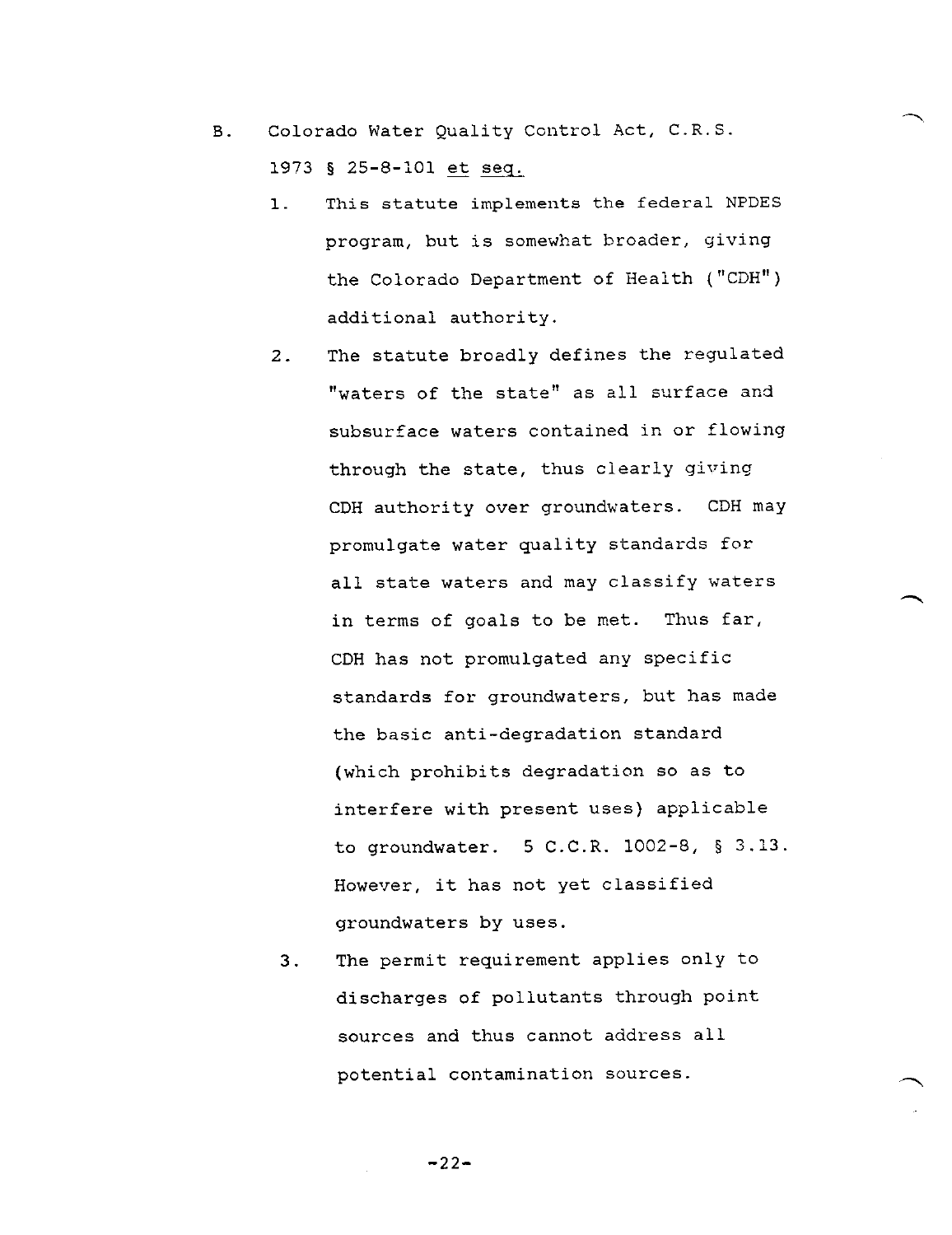B. Colorado Water Quality Control Act, C.R.S. 1973 § 25-8-101 et seq.

1. This statute implements the federal NPDES program, but is somewhat broader, giving the Colorado Department of Health ("CDH") additional authority.

2. The statute broadly defines the regulated "waters of the state" as all surface and subsurface waters contained in or flowing through the state, thus clearly giving CDH authority over groundwaters. CDH may promulgate water quality standards for all state waters and may classify waters in terms of goals to be met. Thus far, CDH has not promulgated any specific standards for groundwaters, but has made the basic anti-degradation standard (which prohibits degradation so as to interfere with present uses) applicable to groundwater. 5 C.C.R. 1002-8, § 3.13. However, it has not yet classified groundwaters by uses.

3. The permit requirement applies only to discharges of pollutants through point sources and thus cannot address all potential contamination sources.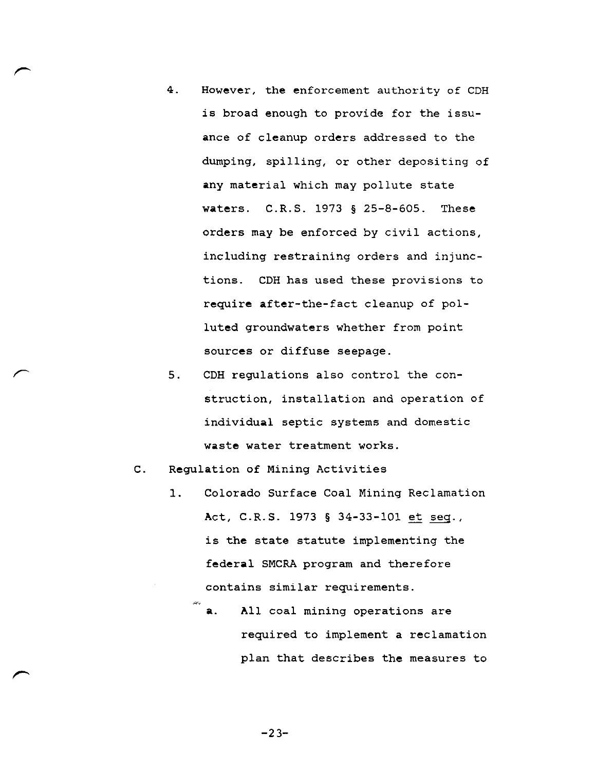4. However, the enforcement authority of CDH is broad enough to provide for the issuance of cleanup orders addressed to the dumping, spilling, or other depositing of any material which may pollute state waters. C.R.S. 1973 § 25-8-605. These orders may be enforced by civil actions, including restraining orders and injunctions. CDH has used these provisions to require after-the-fact cleanup of polluted groundwaters whether from point sources or diffuse seepage.

5. CDH regulations also control the construction, installation and operation of individual septic systems and domestic waste water treatment works.

C. Regulation of Mining Activities

1. Colorado Surface Coal Mining Reclamation Act, C.R.S. 1973 § 34-33-101 et seq., is the state statute implementing the federal SMCRA program and therefore contains similar requirements.

   a. All coal mining operations are required to implement a reclamation plan that describes the measures to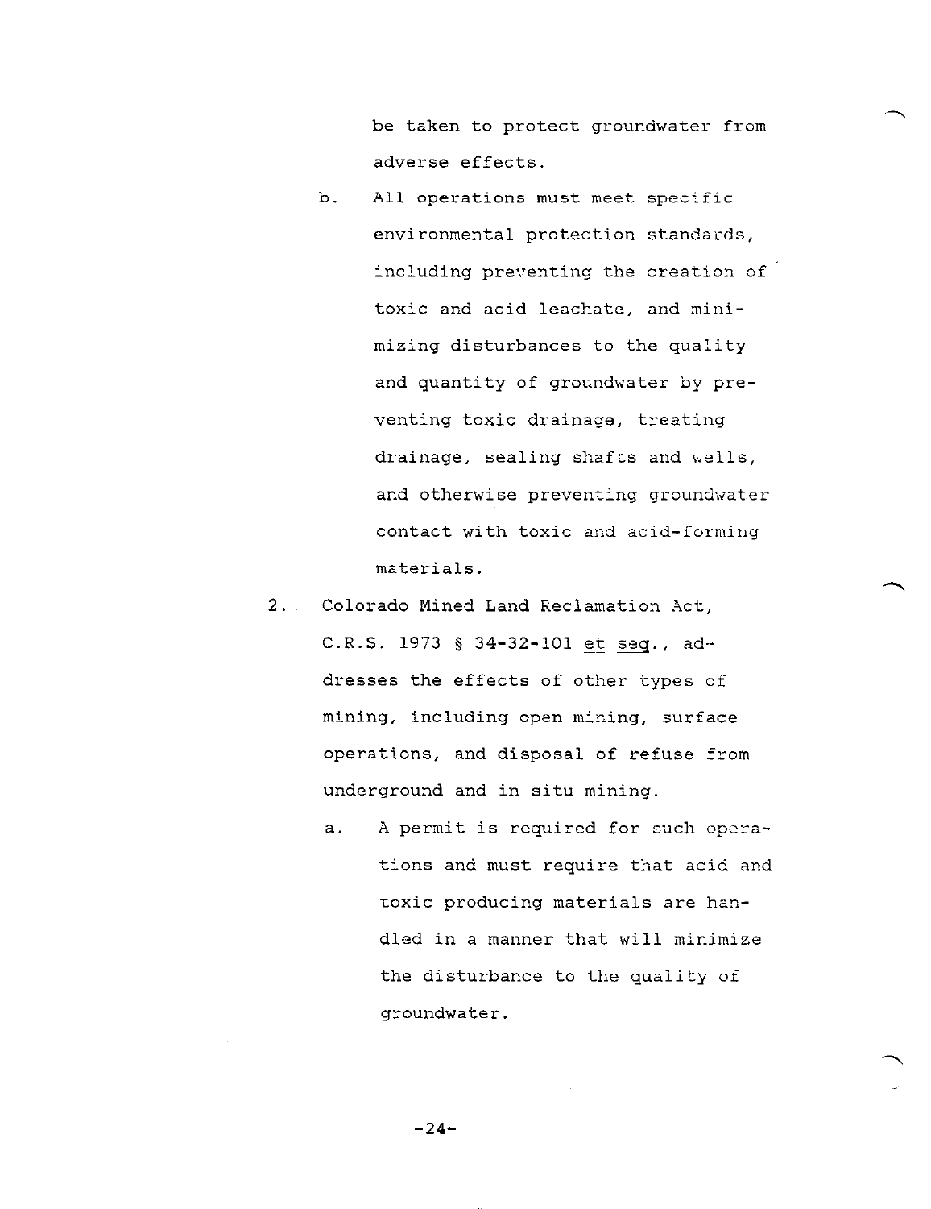be taken to protect groundwater from adverse effects.

   b. All operations must meet specific environmental protection standards, including preventing the creation of toxic and acid leachate, and minimizing disturbances to the quality and quantity of groundwater by preventing toxic drainage, treating drainage, sealing shafts and wells, and otherwise preventing groundwater contact with toxic and acid-forming materials.

2. Colorado Mined Land Reclamation Act, C.R.S. 1973 § 34-32-101 <u>et seq</u>., addresses the effects of other types of mining, including open mining, surface operations, and disposal of refuse from underground and in situ mining.

   a. A permit is required for such operations and must require that acid and toxic producing materials are handled in a manner that will minimize the disturbance to the quality of groundwater.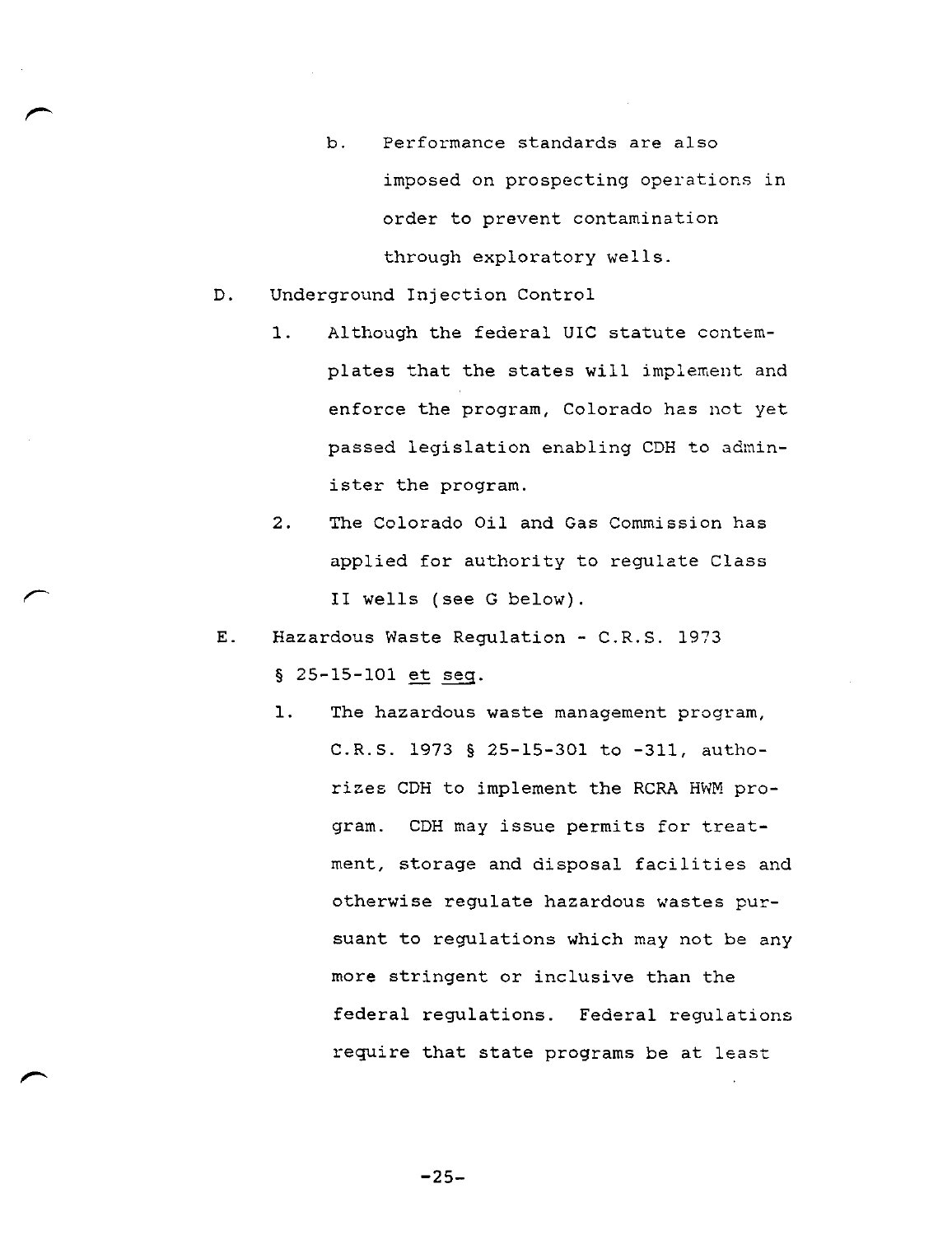b. Performance standards are also imposed on prospecting operations in order to prevent contamination through exploratory wells.

D. Underground Injection Control

1. Although the federal UIC statute contemplates that the states will implement and enforce the program, Colorado has not yet passed legislation enabling CDH to administer the program.

2. The Colorado Oil and Gas Commission has applied for authority to regulate Class II wells (see G below).

E. Hazardous Waste Regulation - C.R.S. 1973 § 25-15-101 *et seq*.

1. The hazardous waste management program, C.R.S. 1973 § 25-15-301 to -311, authorizes CDH to implement the RCRA HWM program. CDH may issue permits for treatment, storage and disposal facilities and otherwise regulate hazardous wastes pursuant to regulations which may not be any more stringent or inclusive than the federal regulations. Federal regulations require that state programs be at least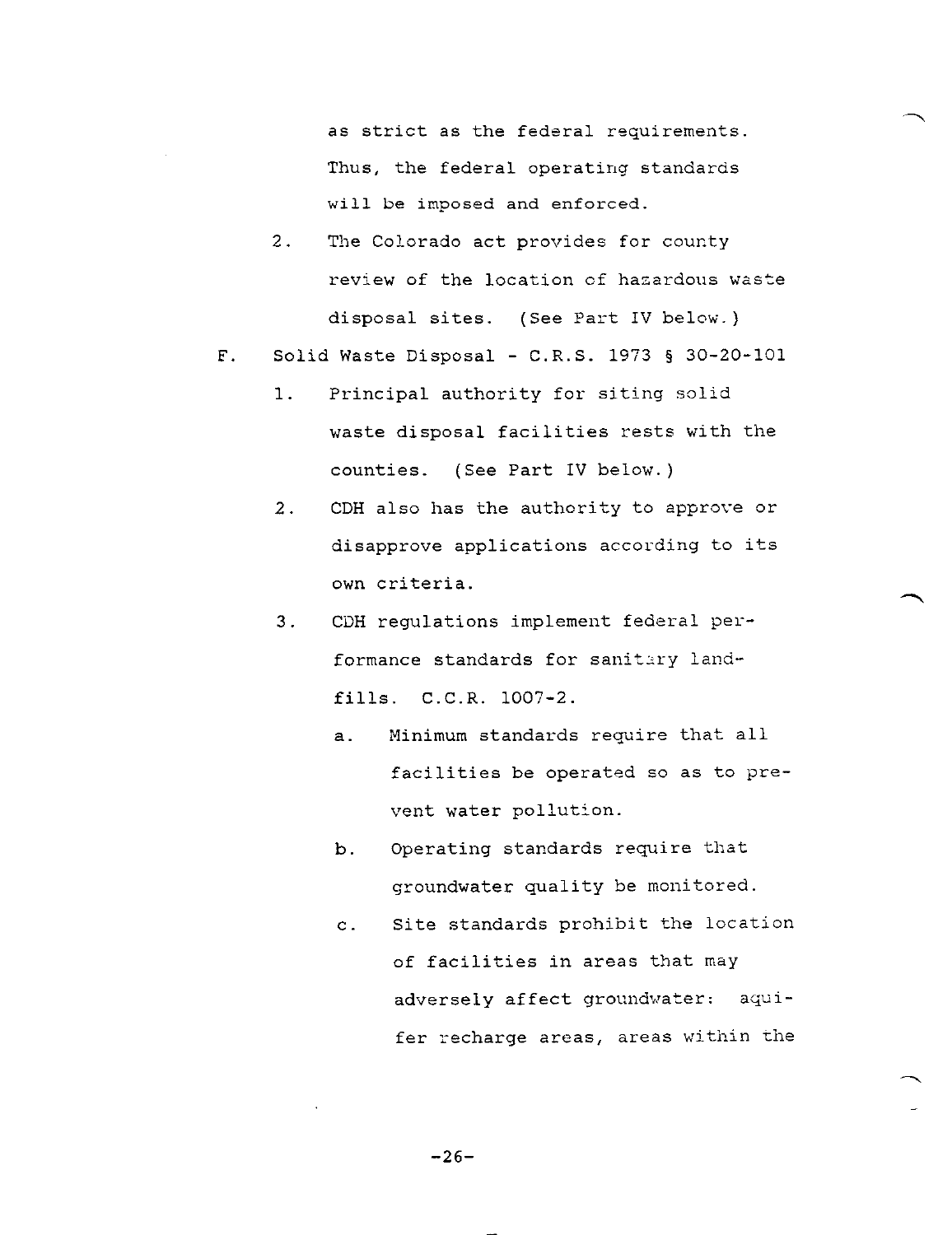as strict as the federal requirements. Thus, the federal operating standards will be imposed and enforced.

2. The Colorado act provides for county review of the location of hazardous waste disposal sites. (See Part IV below.)

F. Solid Waste Disposal - C.R.S. 1973 § 30-20-101

1. Principal authority for siting solid waste disposal facilities rests with the counties. (See Part IV below.)

2. CDH also has the authority to approve or disapprove applications according to its own criteria.

3. CDH regulations implement federal performance standards for sanitary landfills. C.C.R. 1007-2.

   a. Minimum standards require that all facilities be operated so as to prevent water pollution.

   b. Operating standards require that groundwater quality be monitored.

   c. Site standards prohibit the location of facilities in areas that may adversely affect groundwater: aquifer recharge areas, areas within the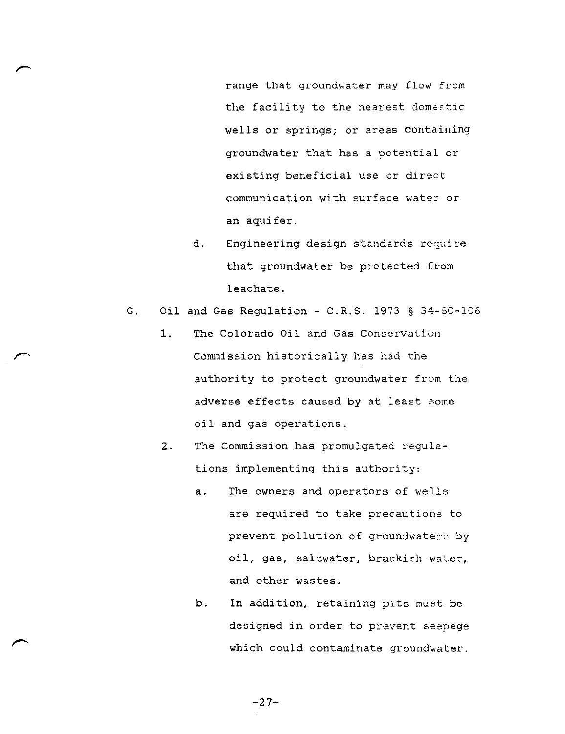range that groundwater may flow from the facility to the nearest domestic wells or springs; or areas containing groundwater that has a potential or existing beneficial use or direct communication with surface water or an aquifer.

   d. Engineering design standards require that groundwater be protected from leachate.

G. Oil and Gas Regulation - C.R.S. 1973 § 34-60-106

   1. The Colorado Oil and Gas Conservation Commission historically has had the authority to protect groundwater from the adverse effects caused by at least some oil and gas operations.

   2. The Commission has promulgated regulations implementing this authority:

      a. The owners and operators of wells are required to take precautions to prevent pollution of groundwaters by oil, gas, saltwater, brackish water, and other wastes.

      b. In addition, retaining pits must be designed in order to prevent seepage which could contaminate groundwater.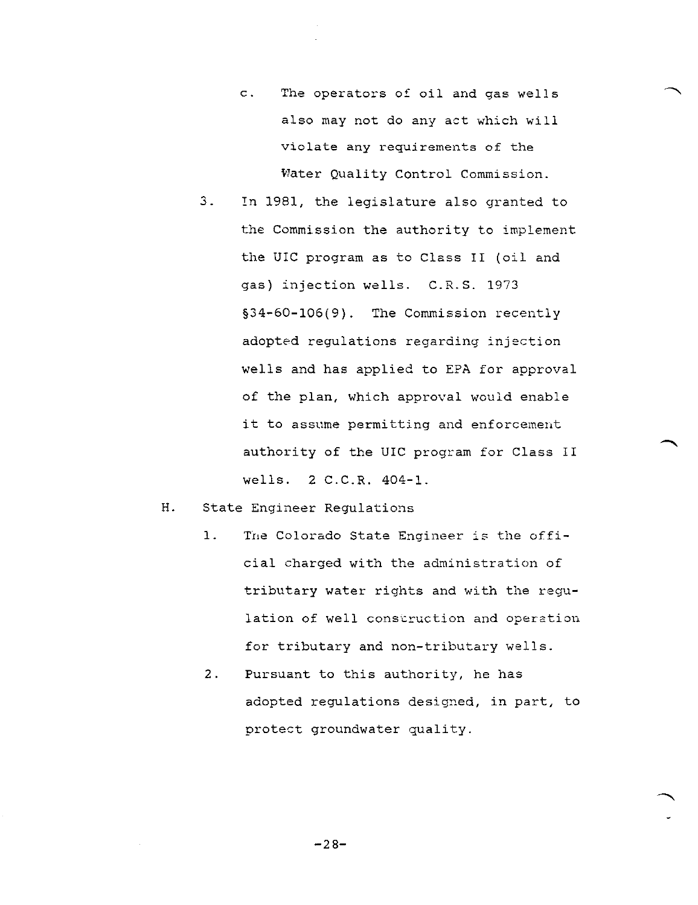c. The operators of oil and gas wells also may not do any act which will violate any requirements of the Water Quality Control Commission.

3. In 1981, the legislature also granted to the Commission the authority to implement the UIC program as to Class II (oil and gas) injection wells. C.R.S. 1973 §34-60-106(9). The Commission recently adopted regulations regarding injection wells and has applied to EPA for approval of the plan, which approval would enable it to assume permitting and enforcement authority of the UIC program for Class II wells. 2 C.C.R. 404-1.

H. State Engineer Regulations

1. The Colorado State Engineer is the official charged with the administration of tributary water rights and with the regulation of well construction and operation for tributary and non-tributary wells.

2. Pursuant to this authority, he has adopted regulations designed, in part, to protect groundwater quality.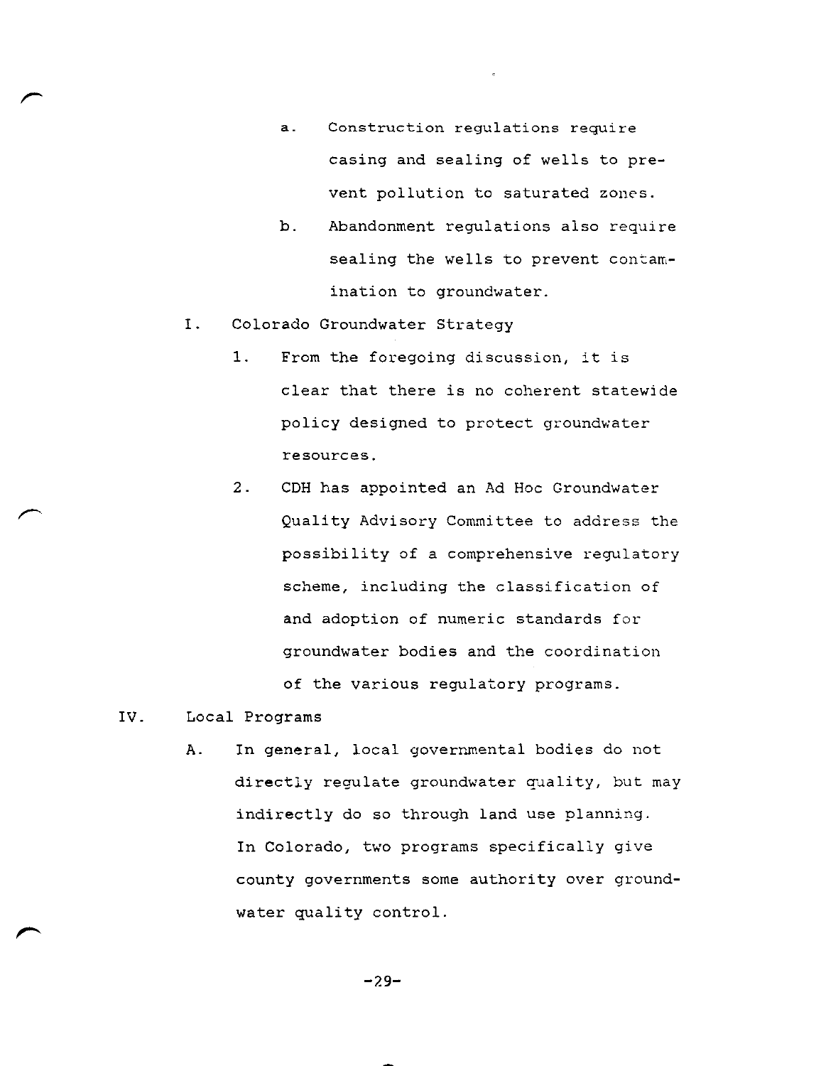a. Construction regulations require casing and sealing of wells to prevent pollution to saturated zones.

b. Abandonment regulations also require sealing the wells to prevent contamination to groundwater.

I. Colorado Groundwater Strategy

1. From the foregoing discussion, it is clear that there is no coherent statewide policy designed to protect groundwater resources.

2. CDH has appointed an Ad Hoc Groundwater Quality Advisory Committee to address the possibility of a comprehensive regulatory scheme, including the classification of and adoption of numeric standards for groundwater bodies and the coordination of the various regulatory programs.

IV. Local Programs

A. In general, local governmental bodies do not directly regulate groundwater quality, but may indirectly do so through land use planning. In Colorado, two programs specifically give county governments some authority over groundwater quality control.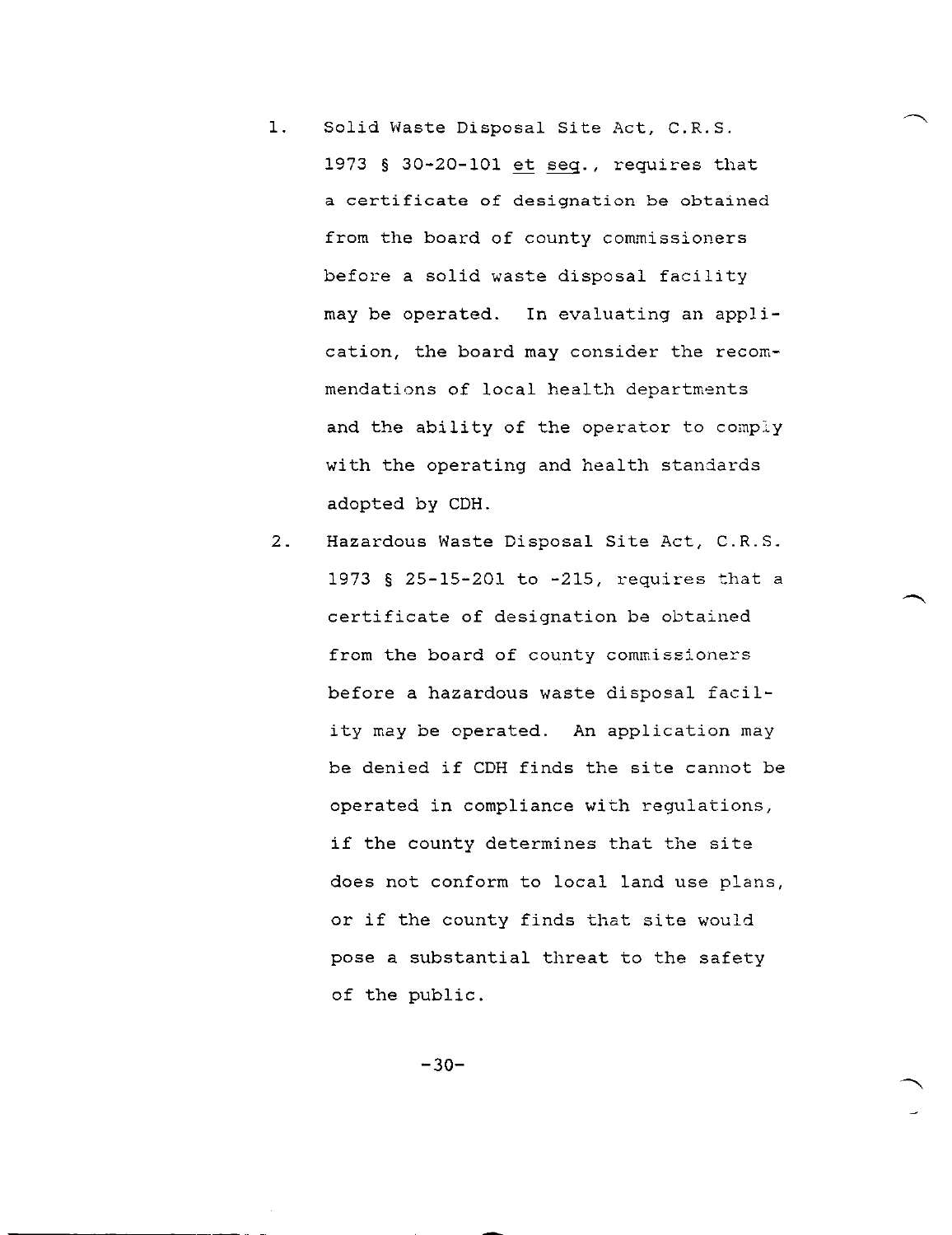1. Solid Waste Disposal Site Act, C.R.S. 1973 § 30-20-101 et seq., requires that a certificate of designation be obtained from the board of county commissioners before a solid waste disposal facility may be operated. In evaluating an application, the board may consider the recommendations of local health departments and the ability of the operator to comply with the operating and health standards adopted by CDH.

2. Hazardous Waste Disposal Site Act, C.R.S. 1973 § 25-15-201 to -215, requires that a certificate of designation be obtained from the board of county commissioners before a hazardous waste disposal facility may be operated. An application may be denied if CDH finds the site cannot be operated in compliance with regulations, if the county determines that the site does not conform to local land use plans, or if the county finds that site would pose a substantial threat to the safety of the public.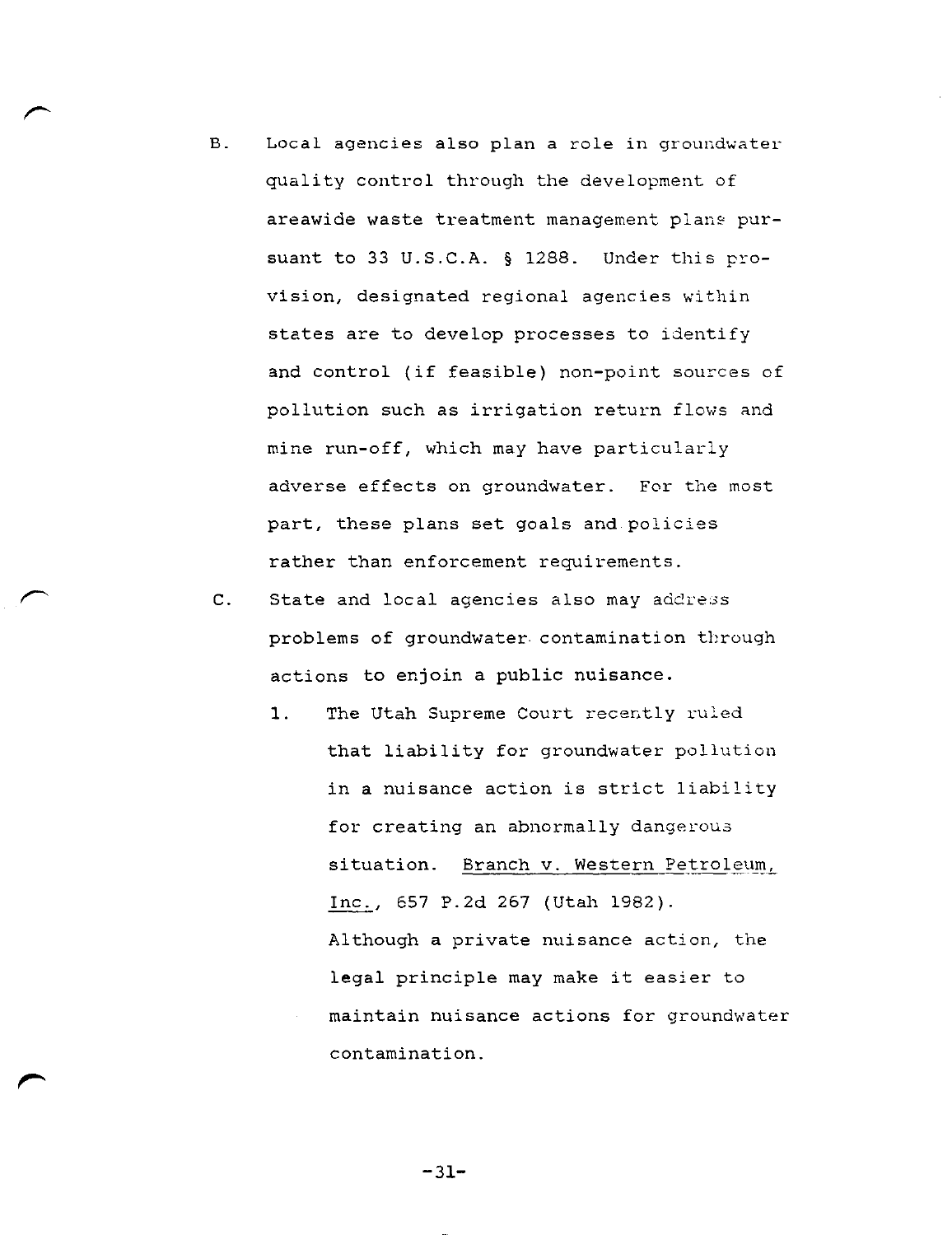B. Local agencies also plan a role in groundwater quality control through the development of areawide waste treatment management plans pursuant to 33 U.S.C.A. § 1288. Under this provision, designated regional agencies within states are to develop processes to identify and control (if feasible) non-point sources of pollution such as irrigation return flows and mine run-off, which may have particularly adverse effects on groundwater. For the most part, these plans set goals and policies rather than enforcement requirements.

C. State and local agencies also may address problems of groundwater contamination through actions to enjoin a public nuisance.

   1. The Utah Supreme Court recently ruled that liability for groundwater pollution in a nuisance action is strict liability for creating an abnormally dangerous situation. Branch v. Western Petroleum, Inc., 657 P.2d 267 (Utah 1982). Although a private nuisance action, the legal principle may make it easier to maintain nuisance actions for groundwater contamination.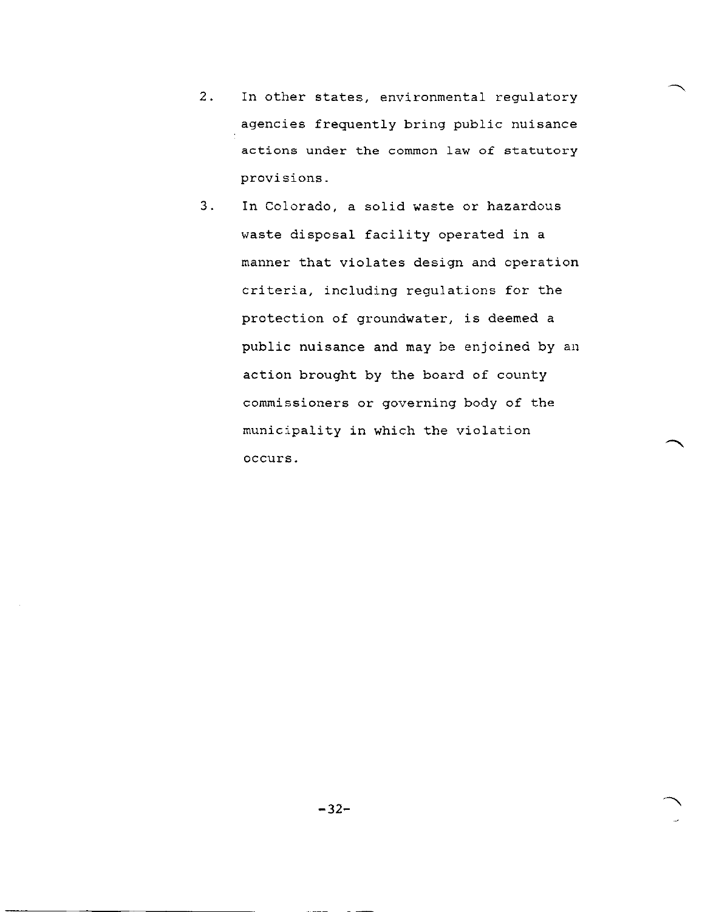2. In other states, environmental regulatory agencies frequently bring public nuisance actions under the common law of statutory provisions.

3. In Colorado, a solid waste or hazardous waste disposal facility operated in a manner that violates design and operation criteria, including regulations for the protection of groundwater, is deemed a public nuisance and may be enjoined by an action brought by the board of county commissioners or governing body of the municipality in which the violation occurs.